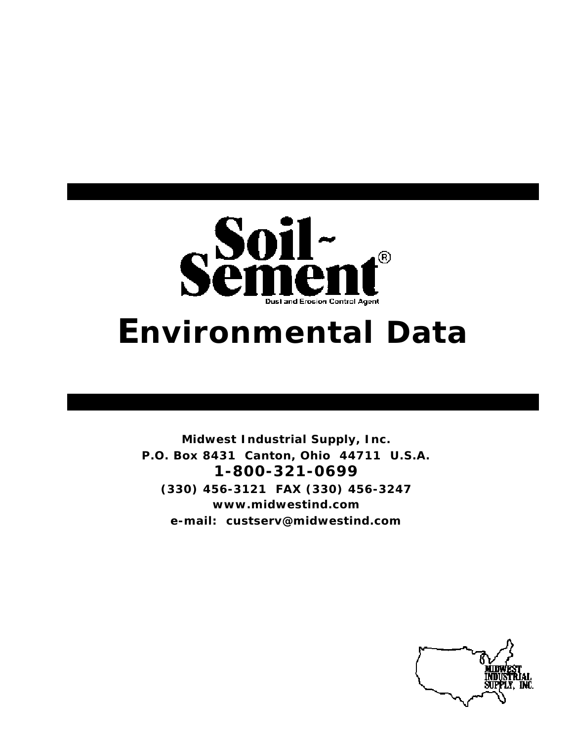# Soil-Sement®

Dust and Erosion Control Agent

# Environmental Data

**Midwest Industrial Supply, Inc.**

**P.O. Box 8431 Canton, Ohio 44711 U.S.A.**

**1-800-321-0699**

**(330) 456-3121 FAX (330) 456-3247**

**www.midwestind.com**

**e-mail: custserv@midwestind.com**

MIDWEST INDUSTRIAL SUPPLY, INC.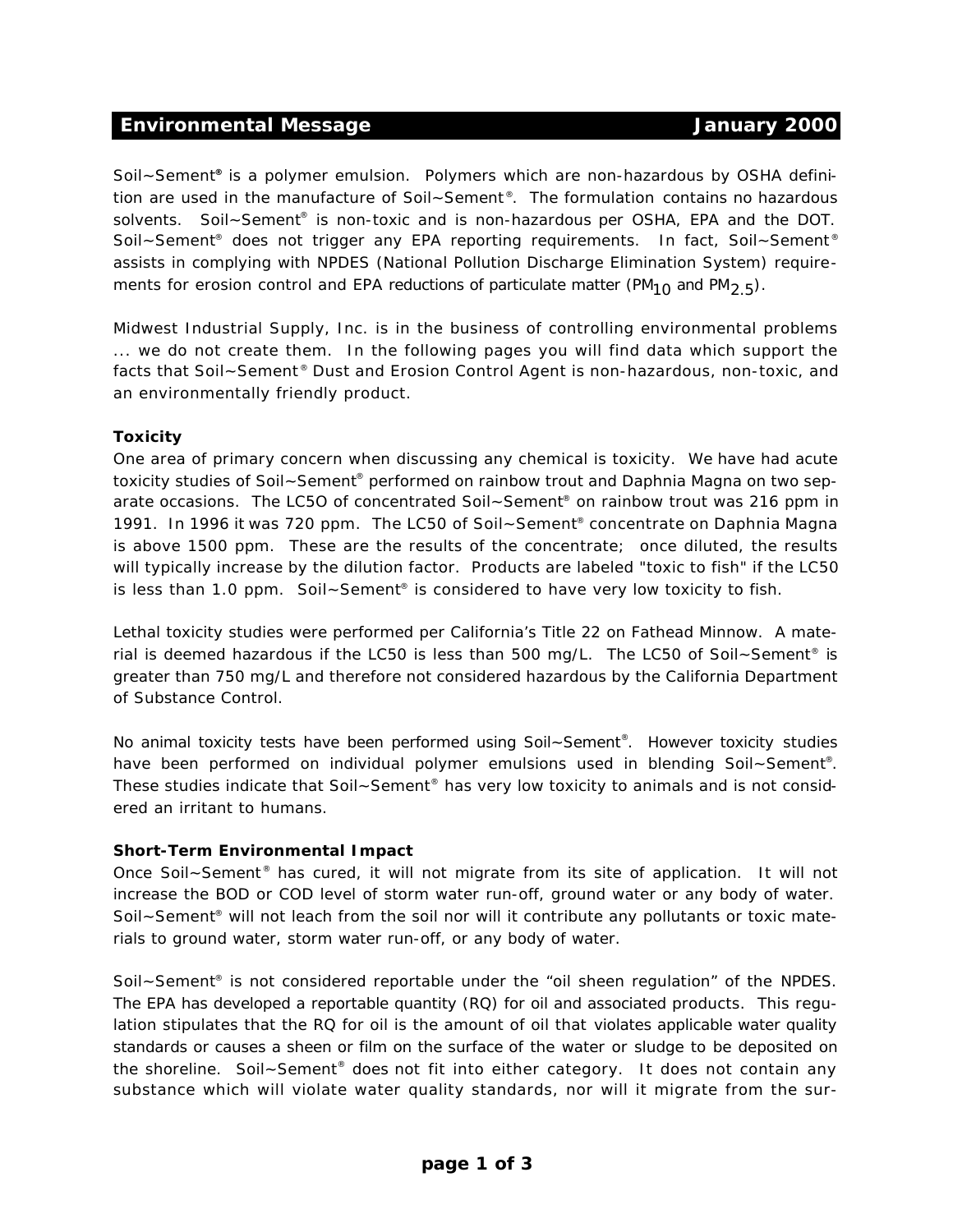## Environmental Message — January 2000

Soil~Sement® is a polymer emulsion. Polymers which are non-hazardous by OSHA definition are used in the manufacture of Soil~Sement®. The formulation contains no hazardous solvents. Soil~Sement® is non-toxic and is non-hazardous per OSHA, EPA and the DOT. Soil~Sement® does not trigger any EPA reporting requirements. In fact, Soil~Sement® assists in complying with NPDES (National Pollution Discharge Elimination System) requirements for erosion control and EPA reductions of particulate matter ($PM_{10}$ and $PM_{2.5}$).

Midwest Industrial Supply, Inc. is in the business of controlling environmental problems ... we do not create them. In the following pages you will find data which support the facts that Soil~Sement® Dust and Erosion Control Agent is non-hazardous, non-toxic, and an environmentally friendly product.

**Toxicity**

One area of primary concern when discussing any chemical is toxicity. We have had acute toxicity studies of Soil~Sement® performed on rainbow trout and Daphnia Magna on two separate occasions. The LC5O of concentrated Soil~Sement® on rainbow trout was 216 ppm in 1991. In 1996 it was 720 ppm. The LC50 of Soil~Sement® concentrate on Daphnia Magna is above 1500 ppm. These are the results of the concentrate; once diluted, the results will typically increase by the dilution factor. Products are labeled "toxic to fish" if the LC50 is less than 1.0 ppm. Soil~Sement® is considered to have very low toxicity to fish.

Lethal toxicity studies were performed per California's Title 22 on Fathead Minnow. A material is deemed hazardous if the LC50 is less than 500 mg/L. The LC50 of Soil~Sement® is greater than 750 mg/L and therefore not considered hazardous by the California Department of Substance Control.

No animal toxicity tests have been performed using Soil~Sement®. However toxicity studies have been performed on individual polymer emulsions used in blending Soil~Sement®. These studies indicate that Soil~Sement® has very low toxicity to animals and is not considered an irritant to humans.

**Short-Term Environmental Impact**

Once Soil~Sement® has cured, it will not migrate from its site of application. It will not increase the BOD or COD level of storm water run-off, ground water or any body of water. Soil~Sement® will not leach from the soil nor will it contribute any pollutants or toxic materials to ground water, storm water run-off, or any body of water.

Soil~Sement® is not considered reportable under the "oil sheen regulation" of the NPDES. The EPA has developed a reportable quantity (RQ) for oil and associated products. This regulation stipulates that the RQ for oil is the amount of oil that violates applicable water quality standards or causes a sheen or film on the surface of the water or sludge to be deposited on the shoreline. Soil~Sement® does not fit into either category. It does not contain any substance which will violate water quality standards, nor will it migrate from the sur-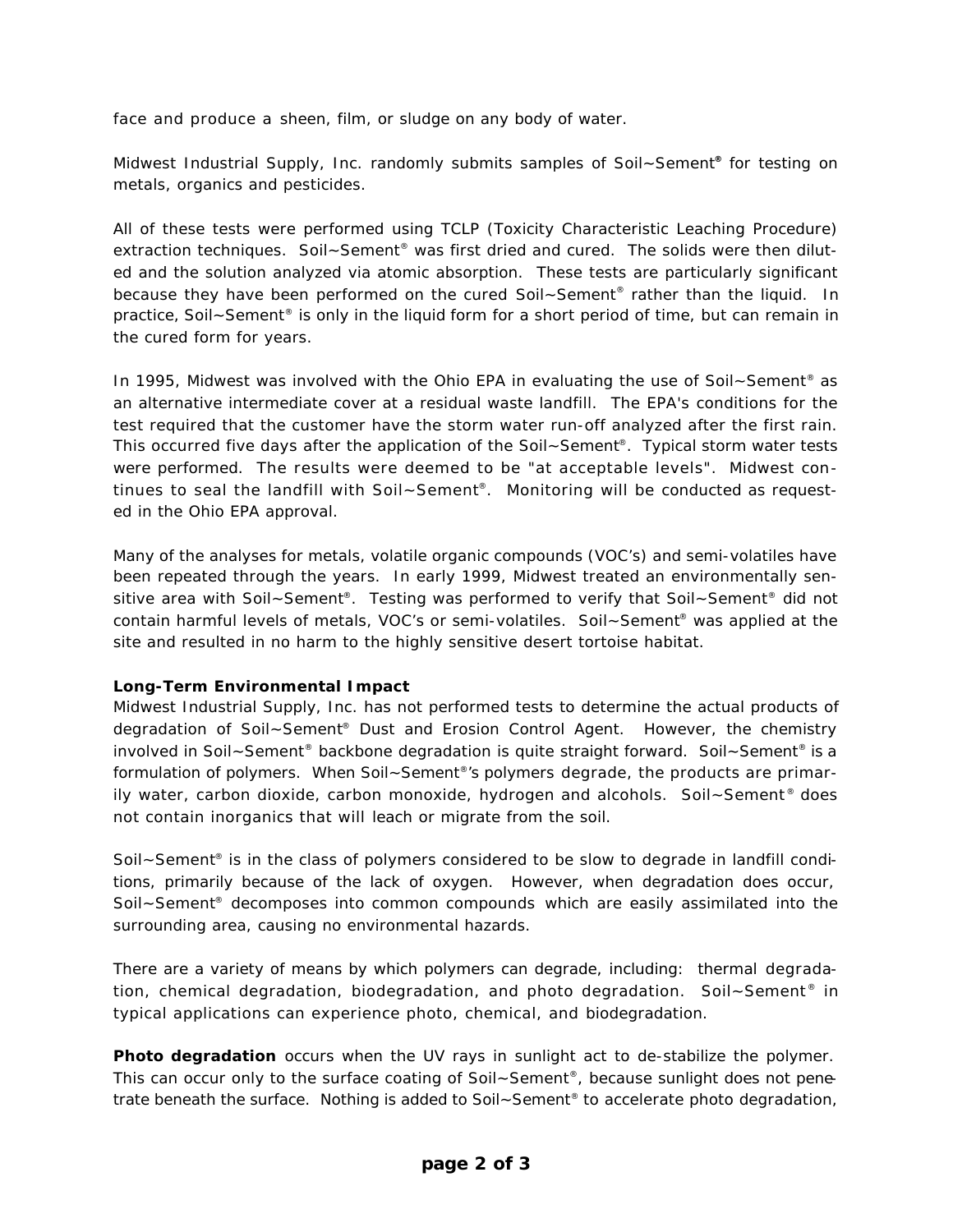face and produce a sheen, film, or sludge on any body of water.

Midwest Industrial Supply, Inc. randomly submits samples of Soil~Sement® for testing on metals, organics and pesticides.

All of these tests were performed using TCLP (Toxicity Characteristic Leaching Procedure) extraction techniques. Soil~Sement® was first dried and cured. The solids were then diluted and the solution analyzed via atomic absorption. These tests are particularly significant because they have been performed on the cured Soil~Sement® rather than the liquid. In practice, Soil~Sement® is only in the liquid form for a short period of time, but can remain in the cured form for years.

In 1995, Midwest was involved with the Ohio EPA in evaluating the use of Soil~Sement® as an alternative intermediate cover at a residual waste landfill. The EPA's conditions for the test required that the customer have the storm water run-off analyzed after the first rain. This occurred five days after the application of the Soil~Sement®. Typical storm water tests were performed. The results were deemed to be "at acceptable levels". Midwest continues to seal the landfill with Soil~Sement®. Monitoring will be conducted as requested in the Ohio EPA approval.

Many of the analyses for metals, volatile organic compounds (VOC's) and semi-volatiles have been repeated through the years. In early 1999, Midwest treated an environmentally sensitive area with Soil~Sement®. Testing was performed to verify that Soil~Sement® did not contain harmful levels of metals, VOC's or semi-volatiles. Soil~Sement® was applied at the site and resulted in no harm to the highly sensitive desert tortoise habitat.

**Long-Term Environmental Impact**

Midwest Industrial Supply, Inc. has not performed tests to determine the actual products of degradation of Soil~Sement® Dust and Erosion Control Agent. However, the chemistry involved in Soil~Sement® backbone degradation is quite straight forward. Soil~Sement® is a formulation of polymers. When Soil~Sement®'s polymers degrade, the products are primarily water, carbon dioxide, carbon monoxide, hydrogen and alcohols. Soil~Sement® does not contain inorganics that will leach or migrate from the soil.

Soil~Sement® is in the class of polymers considered to be slow to degrade in landfill conditions, primarily because of the lack of oxygen. However, when degradation does occur, Soil~Sement® decomposes into common compounds which are easily assimilated into the surrounding area, causing no environmental hazards.

There are a variety of means by which polymers can degrade, including: thermal degradation, chemical degradation, biodegradation, and photo degradation. Soil~Sement® in typical applications can experience photo, chemical, and biodegradation.

**Photo degradation** occurs when the UV rays in sunlight act to de-stabilize the polymer. This can occur only to the surface coating of Soil~Sement®, because sunlight does not penetrate beneath the surface. Nothing is added to Soil~Sement® to accelerate photo degradation,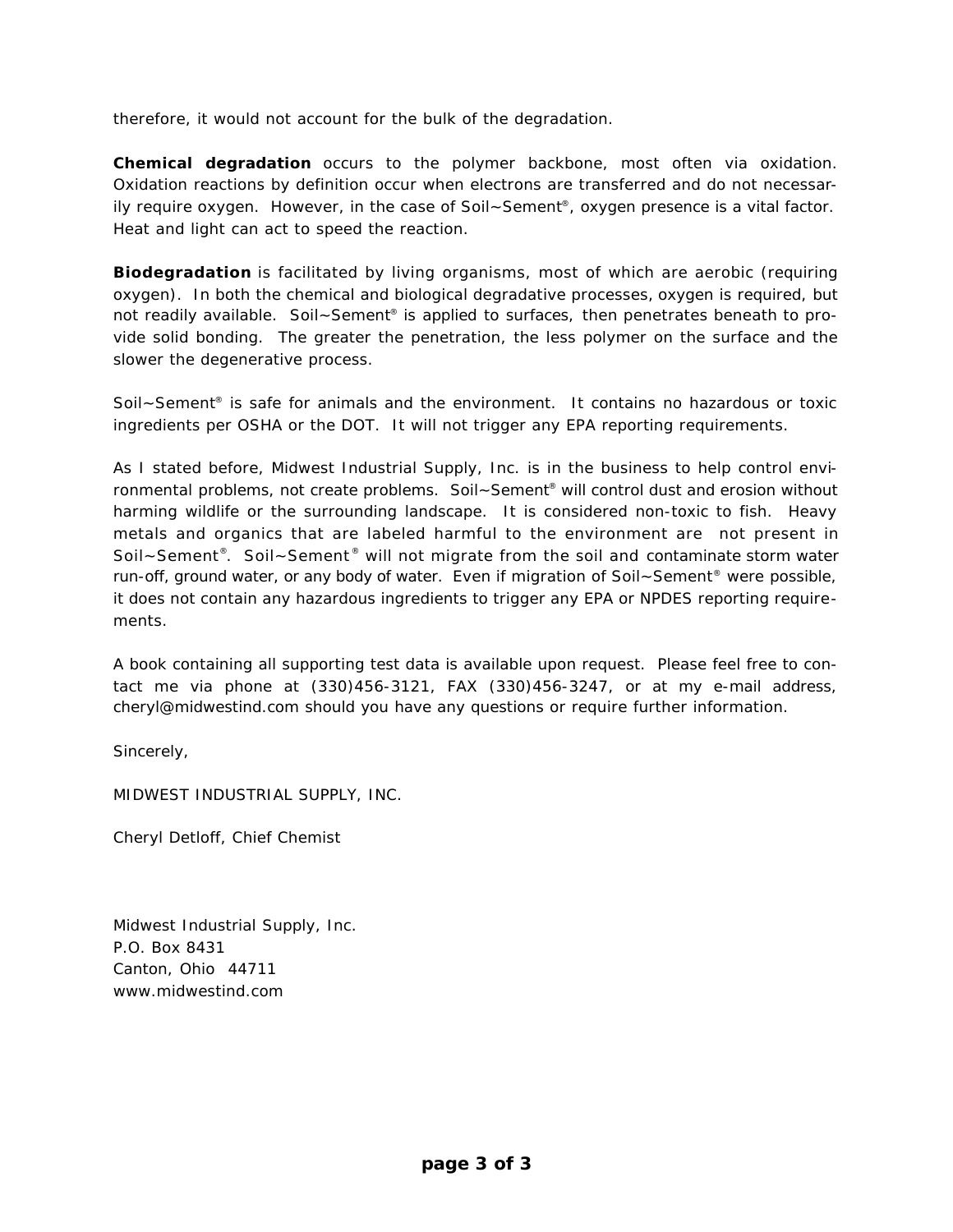therefore, it would not account for the bulk of the degradation.

**Chemical degradation** occurs to the polymer backbone, most often via oxidation. Oxidation reactions by definition occur when electrons are transferred and do not necessarily require oxygen. However, in the case of Soil~Sement®, oxygen presence is a vital factor. Heat and light can act to speed the reaction.

**Biodegradation** is facilitated by living organisms, most of which are aerobic (requiring oxygen). In both the chemical and biological degradative processes, oxygen is required, but not readily available. Soil~Sement® is applied to surfaces, then penetrates beneath to provide solid bonding. The greater the penetration, the less polymer on the surface and the slower the degenerative process.

Soil~Sement® is safe for animals and the environment. It contains no hazardous or toxic ingredients per OSHA or the DOT. It will not trigger any EPA reporting requirements.

As I stated before, Midwest Industrial Supply, Inc. is in the business to help control environmental problems, not create problems. Soil~Sement® will control dust and erosion without harming wildlife or the surrounding landscape. It is considered non-toxic to fish. Heavy metals and organics that are labeled harmful to the environment are not present in Soil~Sement®. Soil~Sement® will not migrate from the soil and contaminate storm water run-off, ground water, or any body of water. Even if migration of Soil~Sement® were possible, it does not contain any hazardous ingredients to trigger any EPA or NPDES reporting requirements.

A book containing all supporting test data is available upon request. Please feel free to contact me via phone at (330)456-3121, FAX (330)456-3247, or at my e-mail address, cheryl@midwestind.com should you have any questions or require further information.

Sincerely,

MIDWEST INDUSTRIAL SUPPLY, INC.

Cheryl Detloff, Chief Chemist

Midwest Industrial Supply, Inc.
P.O. Box 8431
Canton, Ohio 44711
www.midwestind.com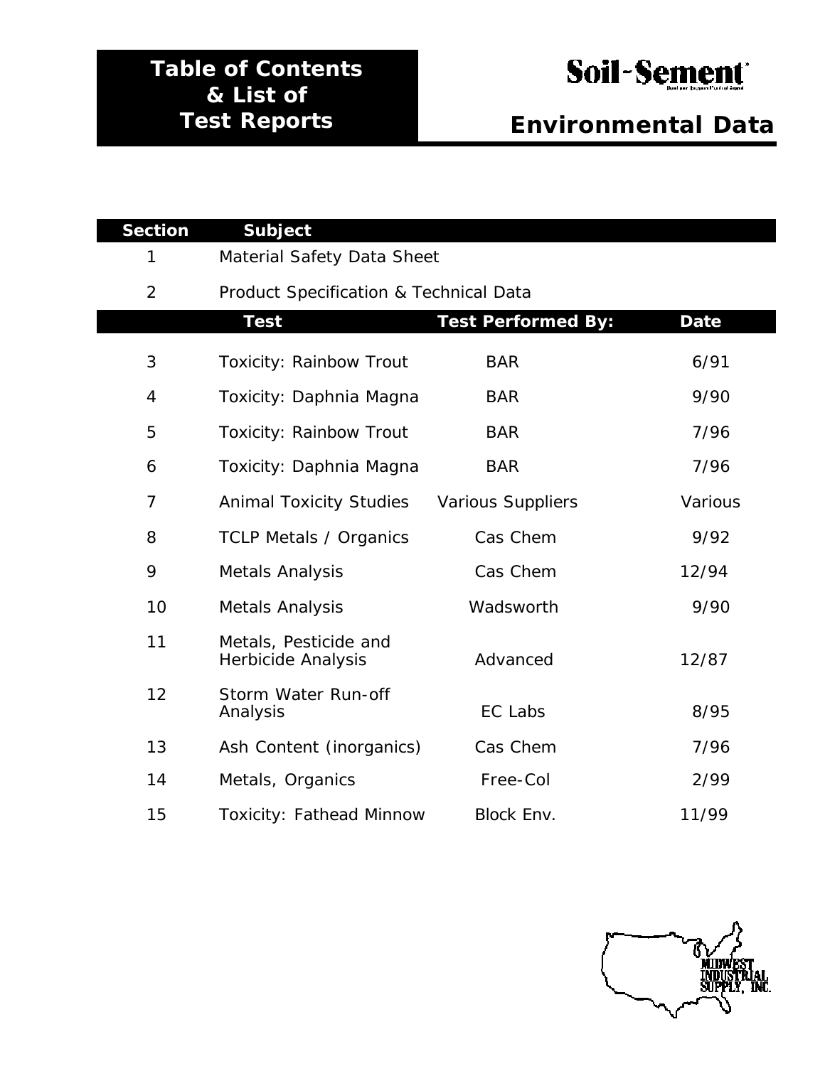# Table of Contents & List of Test Reports

**Soil-Sement**

## Environmental Data

| Section | Subject | | |
|---|---|---|---|
| 1 | Material Safety Data Sheet | | |
| 2 | Product Specification & Technical Data | | |
| | **Test** | **Test Performed By:** | **Date** |
| 3 | Toxicity: Rainbow Trout | BAR | 6/91 |
| 4 | Toxicity: Daphnia Magna | BAR | 9/90 |
| 5 | Toxicity: Rainbow Trout | BAR | 7/96 |
| 6 | Toxicity: Daphnia Magna | BAR | 7/96 |
| 7 | Animal Toxicity Studies | Various Suppliers | Various |
| 8 | TCLP Metals / Organics | Cas Chem | 9/92 |
| 9 | Metals Analysis | Cas Chem | 12/94 |
| 10 | Metals Analysis | Wadsworth | 9/90 |
| 11 | Metals, Pesticide and Herbicide Analysis | Advanced | 12/87 |
| 12 | Storm Water Run-off Analysis | EC Labs | 8/95 |
| 13 | Ash Content (inorganics) | Cas Chem | 7/96 |
| 14 | Metals, Organics | Free-Col | 2/99 |
| 15 | Toxicity: Fathead Minnow | Block Env. | 11/99 |

MIDWEST INDUSTRIAL SUPPLY, INC.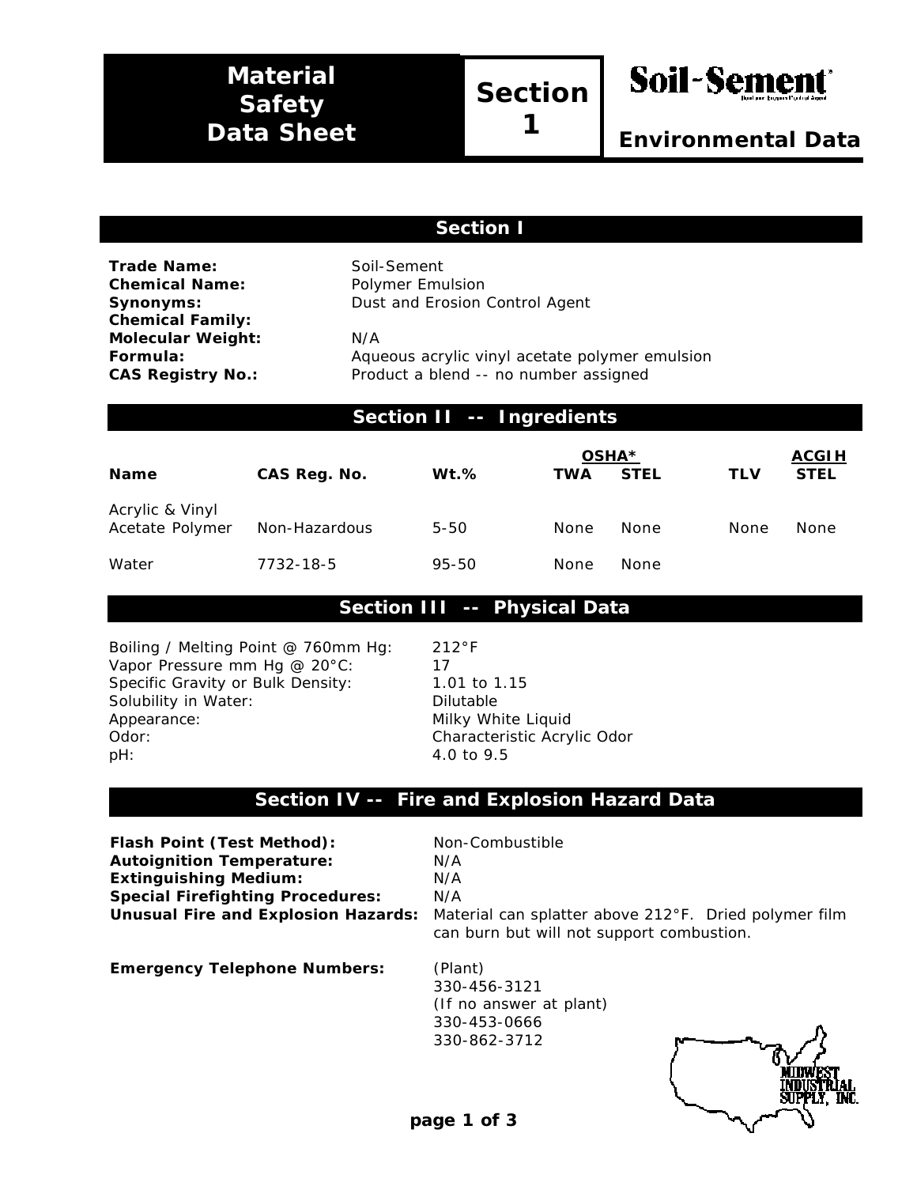# Material Safety Data Sheet

**Section 1**

**Soil-Sement**

**Environmental Data**

## Section I

**Trade Name:** Soil-Sement
**Chemical Name:** Polymer Emulsion
**Synonyms:** Dust and Erosion Control Agent
**Chemical Family:**
**Molecular Weight:** N/A
**Formula:** Aqueous acrylic vinyl acetate polymer emulsion
**CAS Registry No.:** Product a blend -- no number assigned

## Section II -- Ingredients

| | | | OSHA* | | ACGIH | |
|---|---|---|---|---|---|---|
| **Name** | **CAS Reg. No.** | **Wt.%** | **TWA** | **STEL** | **TLV** | **STEL** |
| Acrylic & Vinyl Acetate Polymer | Non-Hazardous | 5-50 | None | None | None | None |
| Water | 7732-18-5 | 95-50 | None | None | | |

## Section III -- Physical Data

Boiling / Melting Point @ 760mm Hg: 212°F
Vapor Pressure mm Hg @ 20°C: 17
Specific Gravity or Bulk Density: 1.01 to 1.15
Solubility in Water: Dilutable
Appearance: Milky White Liquid
Odor: Characteristic Acrylic Odor
pH: 4.0 to 9.5

## Section IV -- Fire and Explosion Hazard Data

**Flash Point (Test Method):** Non-Combustible
**Autoignition Temperature:** N/A
**Extinguishing Medium:** N/A
**Special Firefighting Procedures:** N/A
**Unusual Fire and Explosion Hazards:** Material can splatter above 212°F. Dried polymer film can burn but will not support combustion.

**Emergency Telephone Numbers:** (Plant)
330-456-3121
(If no answer at plant)
330-453-0666
330-862-3712

MIDWEST INDUSTRIAL SUPPLY, INC.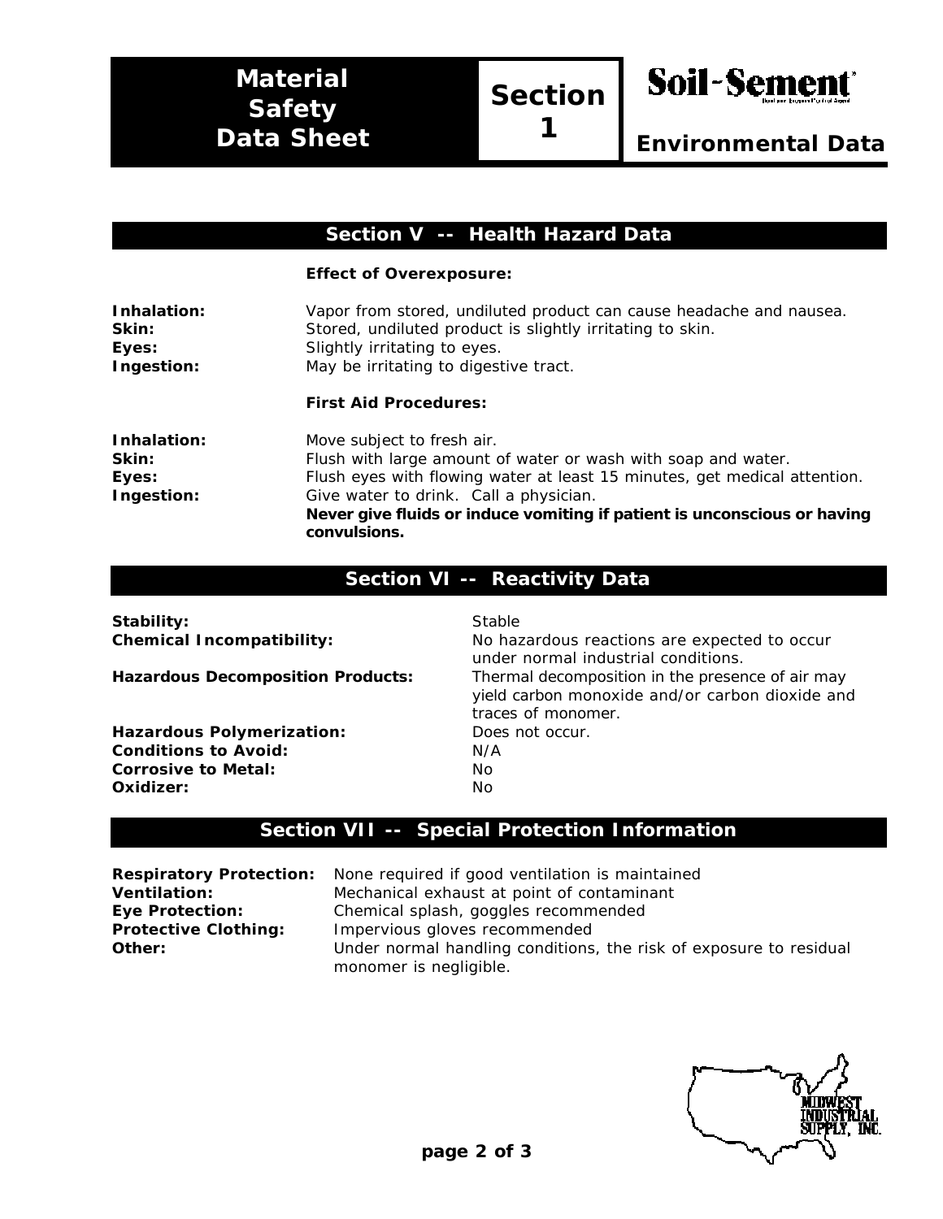# Material Safety Data Sheet

**Section 1**

**Soil-Sement**

**Environmental Data**

## Section V -- Health Hazard Data

**Effect of Overexposure:**

| | |
|---|---|
| **Inhalation:** | Vapor from stored, undiluted product can cause headache and nausea. |
| **Skin:** | Stored, undiluted product is slightly irritating to skin. |
| **Eyes:** | Slightly irritating to eyes. |
| **Ingestion:** | May be irritating to digestive tract. |

**First Aid Procedures:**

| | |
|---|---|
| **Inhalation:** | Move subject to fresh air. |
| **Skin:** | Flush with large amount of water or wash with soap and water. |
| **Eyes:** | Flush eyes with flowing water at least 15 minutes, get medical attention. |
| **Ingestion:** | Give water to drink. Call a physician. **Never give fluids or induce vomiting if patient is unconscious or having convulsions.** |

## Section VI -- Reactivity Data

| | |
|---|---|
| **Stability:** | Stable |
| **Chemical Incompatibility:** | No hazardous reactions are expected to occur under normal industrial conditions. |
| **Hazardous Decomposition Products:** | Thermal decomposition in the presence of air may yield carbon monoxide and/or carbon dioxide and traces of monomer. |
| **Hazardous Polymerization:** | Does not occur. |
| **Conditions to Avoid:** | N/A |
| **Corrosive to Metal:** | No |
| **Oxidizer:** | No |

## Section VII -- Special Protection Information

| | |
|---|---|
| **Respiratory Protection:** | None required if good ventilation is maintained |
| **Ventilation:** | Mechanical exhaust at point of contaminant |
| **Eye Protection:** | Chemical splash, goggles recommended |
| **Protective Clothing:** | Impervious gloves recommended |
| **Other:** | Under normal handling conditions, the risk of exposure to residual monomer is negligible. |

MIDWEST INDUSTRIAL SUPPLY, INC.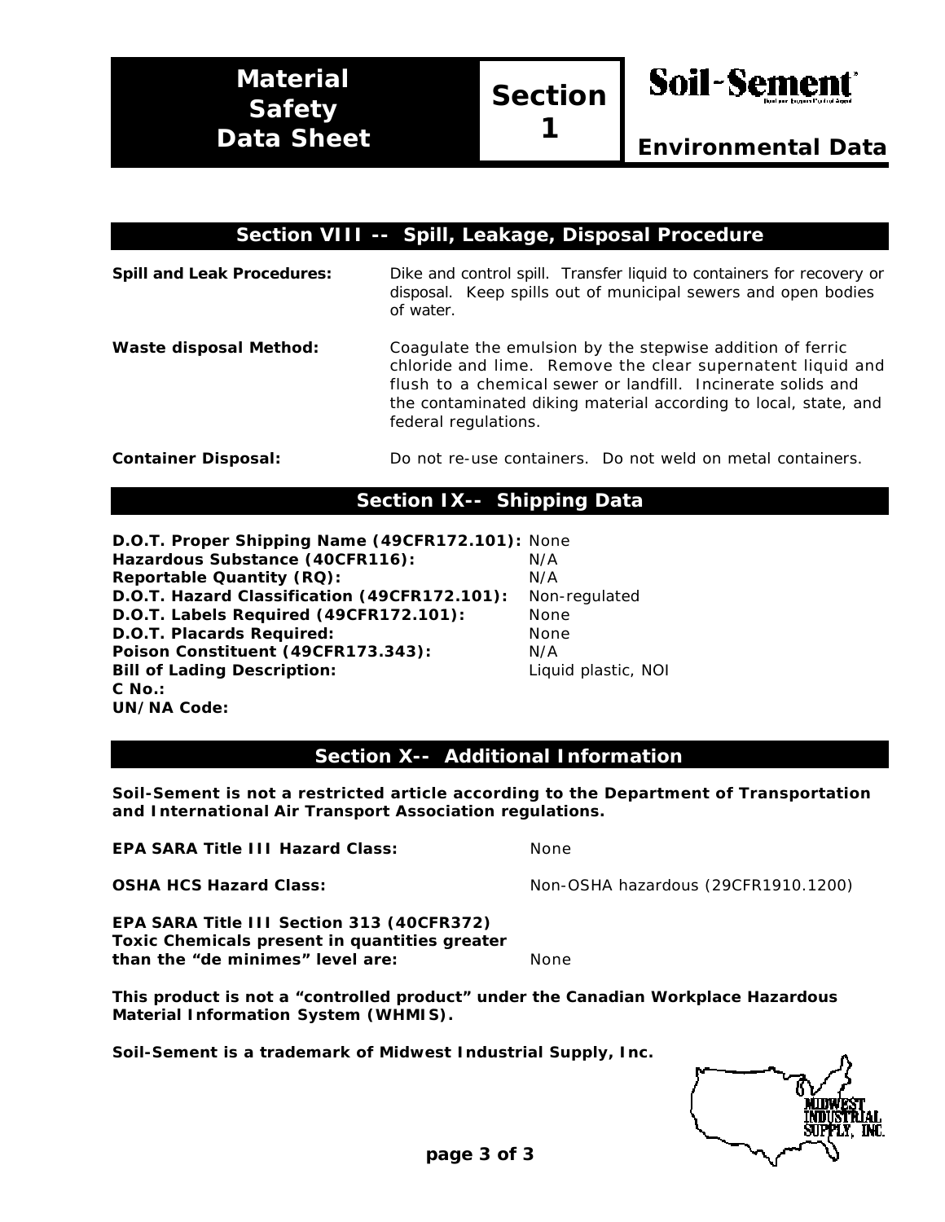# Material Safety Data Sheet

# Section 1

**Soil-Sement®**

## Environmental Data

## Section VIII -- Spill, Leakage, Disposal Procedure

**Spill and Leak Procedures:** Dike and control spill. Transfer liquid to containers for recovery or disposal. Keep spills out of municipal sewers and open bodies of water.

**Waste disposal Method:** Coagulate the emulsion by the stepwise addition of ferric chloride and lime. Remove the clear supernatent liquid and flush to a chemical sewer or landfill. Incinerate solids and the contaminated diking material according to local, state, and federal regulations.

**Container Disposal:** Do not re-use containers. Do not weld on metal containers.

## Section IX-- Shipping Data

**D.O.T. Proper Shipping Name (49CFR172.101):** None
**Hazardous Substance (40CFR116):** N/A
**Reportable Quantity (RQ):** N/A
**D.O.T. Hazard Classification (49CFR172.101):** Non-regulated
**D.O.T. Labels Required (49CFR172.101):** None
**D.O.T. Placards Required:** None
**Poison Constituent (49CFR173.343):** N/A
**Bill of Lading Description:** Liquid plastic, NOI
**C No.:**
**UN/NA Code:**

## Section X-- Additional Information

**Soil-Sement is not a restricted article according to the Department of Transportation and International Air Transport Association regulations.**

**EPA SARA Title III Hazard Class:** None

**OSHA HCS Hazard Class:** Non-OSHA hazardous (29CFR1910.1200)

**EPA SARA Title III Section 313 (40CFR372) Toxic Chemicals present in quantities greater than the "de minimes" level are:** None

**This product is not a "controlled product" under the Canadian Workplace Hazardous Material Information System (WHMIS).**

**Soil-Sement is a trademark of Midwest Industrial Supply, Inc.**

MIDWEST INDUSTRIAL SUPPLY, INC.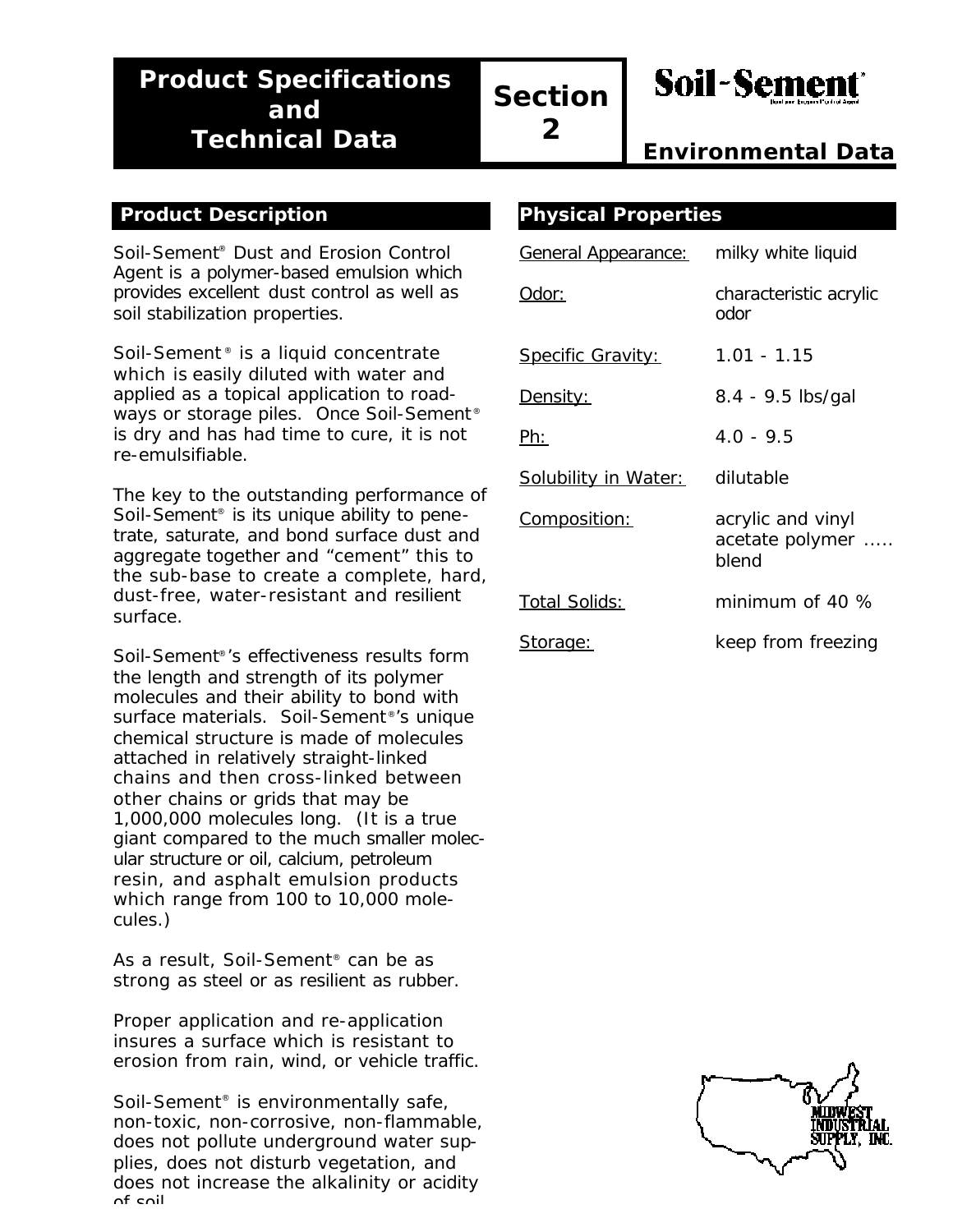# Product Specifications and Technical Data

## Section 2

**Soil-Sement®**

## Environmental Data

### Product Description

Soil-Sement® Dust and Erosion Control Agent is a polymer-based emulsion which provides excellent dust control as well as soil stabilization properties.

Soil-Sement® is a liquid concentrate which is easily diluted with water and applied as a topical application to roadways or storage piles. Once Soil-Sement® is dry and has had time to cure, it is not re-emulsifiable.

The key to the outstanding performance of Soil-Sement® is its unique ability to penetrate, saturate, and bond surface dust and aggregate together and "cement" this to the sub-base to create a complete, hard, dust-free, water-resistant and resilient surface.

Soil-Sement®'s effectiveness results form the length and strength of its polymer molecules and their ability to bond with surface materials. Soil-Sement®'s unique chemical structure is made of molecules attached in relatively straight-linked chains and then cross-linked between other chains or grids that may be 1,000,000 molecules long. (It is a true giant compared to the much smaller molecular structure or oil, calcium, petroleum resin, and asphalt emulsion products which range from 100 to 10,000 molecules.)

As a result, Soil-Sement® can be as strong as steel or as resilient as rubber.

Proper application and re-application insures a surface which is resistant to erosion from rain, wind, or vehicle traffic.

Soil-Sement® is environmentally safe, non-toxic, non-corrosive, non-flammable, does not pollute underground water supplies, does not disturb vegetation, and does not increase the alkalinity or acidity of soil.

### Physical Properties

| Property | Value |
|---|---|
| General Appearance: | milky white liquid |
| Odor: | characteristic acrylic odor |
| Specific Gravity: | 1.01 - 1.15 |
| Density: | 8.4 - 9.5 lbs/gal |
| Ph: | 4.0 - 9.5 |
| Solubility in Water: | dilutable |
| Composition: | acrylic and vinyl acetate polymer ..... blend |
| Total Solids: | minimum of 40 % |
| Storage: | keep from freezing |

MIDWEST INDUSTRIAL SUPPLY, INC.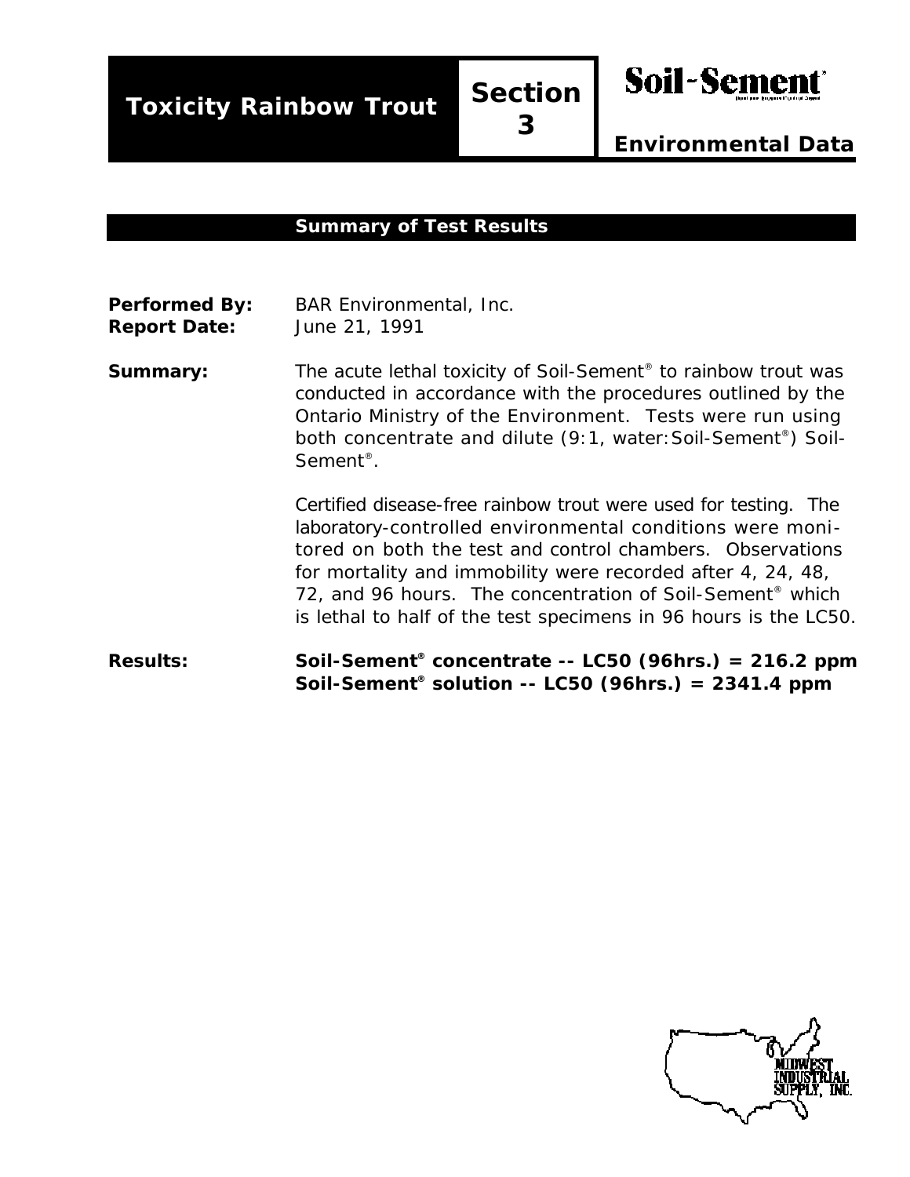# Toxicity Rainbow Trout

**Section 3**

**Soil-Sement®**

**Environmental Data**

## Summary of Test Results

**Performed By:** BAR Environmental, Inc.
**Report Date:** June 21, 1991

**Summary:** The acute lethal toxicity of Soil-Sement® to rainbow trout was conducted in accordance with the procedures outlined by the Ontario Ministry of the Environment. Tests were run using both concentrate and dilute (9:1, water:Soil-Sement®) Soil-Sement®.

Certified disease-free rainbow trout were used for testing. The laboratory-controlled environmental conditions were monitored on both the test and control chambers. Observations for mortality and immobility were recorded after 4, 24, 48, 72, and 96 hours. The concentration of Soil-Sement® which is lethal to half of the test specimens in 96 hours is the LC50.

**Results:** **Soil-Sement® concentrate -- LC50 (96hrs.) = 216.2 ppm**
**Soil-Sement® solution -- LC50 (96hrs.) = 2341.4 ppm**

MIDWEST INDUSTRIAL SUPPLY, INC.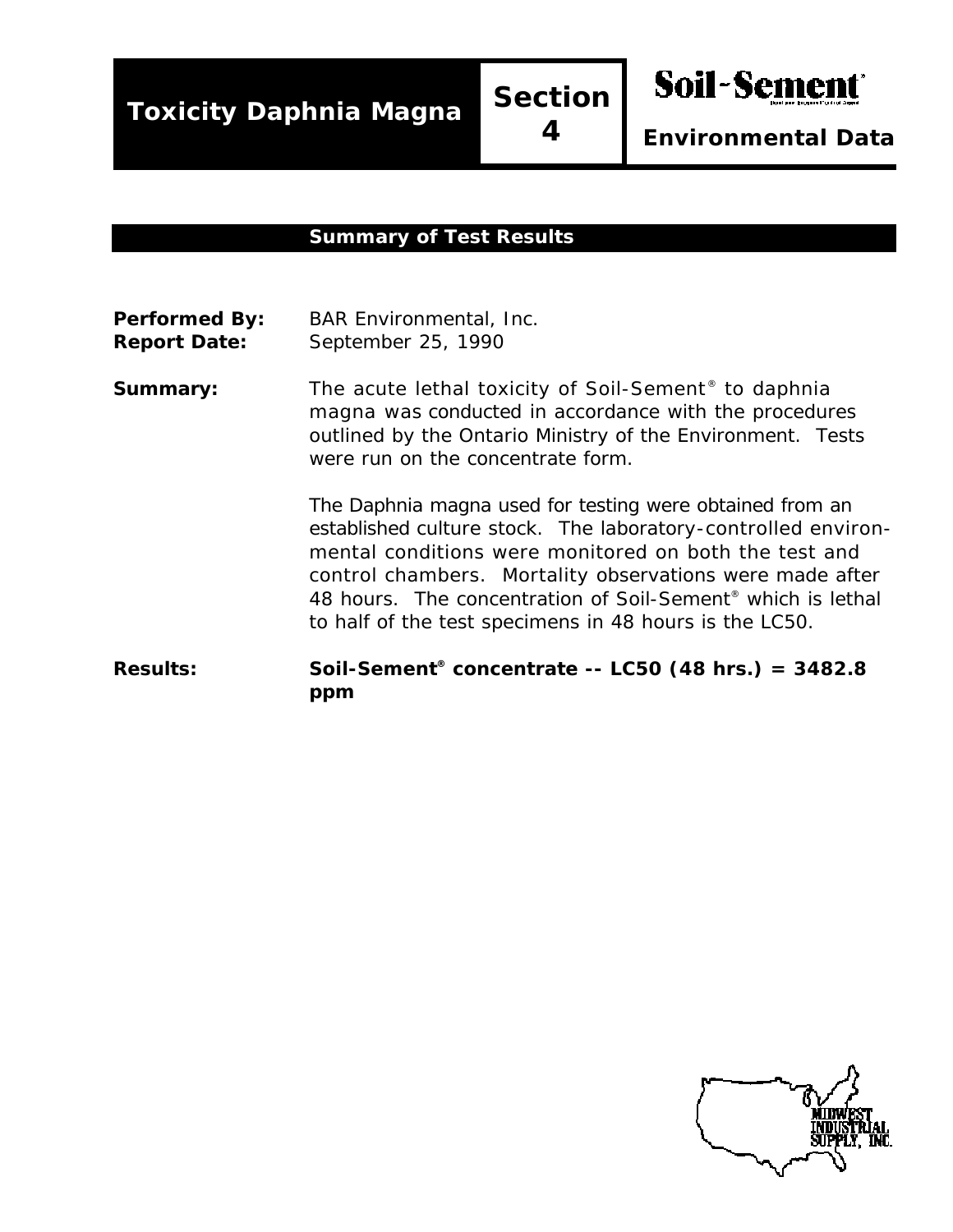# Toxicity Daphnia Magna

**Section 4**

**Soil-Sement®**

**Environmental Data**

## Summary of Test Results

**Performed By:** BAR Environmental, Inc.

**Report Date:** September 25, 1990

**Summary:** The acute lethal toxicity of Soil-Sement® to daphnia magna was conducted in accordance with the procedures outlined by the Ontario Ministry of the Environment. Tests were run on the concentrate form.

The Daphnia magna used for testing were obtained from an established culture stock. The laboratory-controlled environmental conditions were monitored on both the test and control chambers. Mortality observations were made after 48 hours. The concentration of Soil-Sement® which is lethal to half of the test specimens in 48 hours is the LC50.

**Results:** **Soil-Sement® concentrate -- LC50 (48 hrs.) = 3482.8 ppm**

MIDWEST INDUSTRIAL SUPPLY, INC.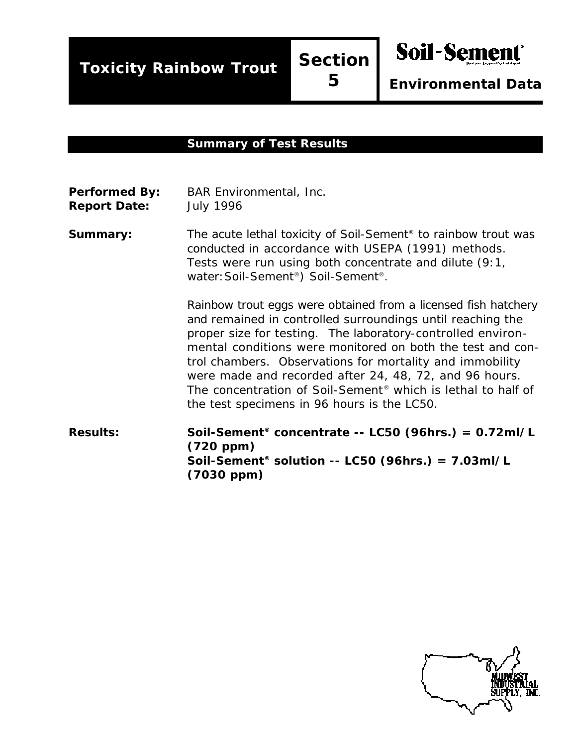# Toxicity Rainbow Trout

**Section 5**

**Soil-Sement®**

**Environmental Data**

## Summary of Test Results

**Performed By:** BAR Environmental, Inc.
**Report Date:** July 1996

**Summary:** The acute lethal toxicity of Soil-Sement® to rainbow trout was conducted in accordance with USEPA (1991) methods. Tests were run using both concentrate and dilute (9:1, water:Soil-Sement®) Soil-Sement®.

Rainbow trout eggs were obtained from a licensed fish hatchery and remained in controlled surroundings until reaching the proper size for testing. The laboratory-controlled environmental conditions were monitored on both the test and control chambers. Observations for mortality and immobility were made and recorded after 24, 48, 72, and 96 hours. The concentration of Soil-Sement® which is lethal to half of the test specimens in 96 hours is the LC50.

**Results:** **Soil-Sement® concentrate -- LC50 (96hrs.) = 0.72ml/L (720 ppm)**
**Soil-Sement® solution -- LC50 (96hrs.) = 7.03ml/L (7030 ppm)**

MIDWEST INDUSTRIAL SUPPLY, INC.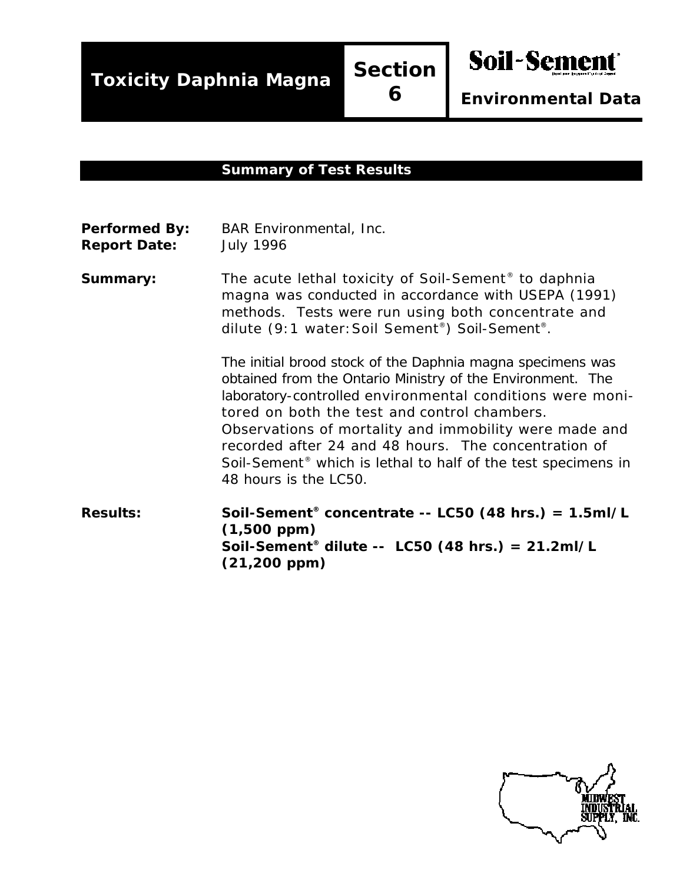# Toxicity Daphnia Magna

**Section 6**

**Soil-Sement®**

**Environmental Data**

## Summary of Test Results

**Performed By:** BAR Environmental, Inc.
**Report Date:** July 1996

**Summary:** The acute lethal toxicity of Soil-Sement® to daphnia magna was conducted in accordance with USEPA (1991) methods. Tests were run using both concentrate and dilute (9:1 water:Soil Sement®) Soil-Sement®.

The initial brood stock of the Daphnia magna specimens was obtained from the Ontario Ministry of the Environment. The laboratory-controlled environmental conditions were monitored on both the test and control chambers. Observations of mortality and immobility were made and recorded after 24 and 48 hours. The concentration of Soil-Sement® which is lethal to half of the test specimens in 48 hours is the LC50.

**Results:** **Soil-Sement® concentrate -- LC50 (48 hrs.) = 1.5ml/L (1,500 ppm)**
**Soil-Sement® dilute -- LC50 (48 hrs.) = 21.2ml/L (21,200 ppm)**

MIDWEST INDUSTRIAL SUPPLY, INC.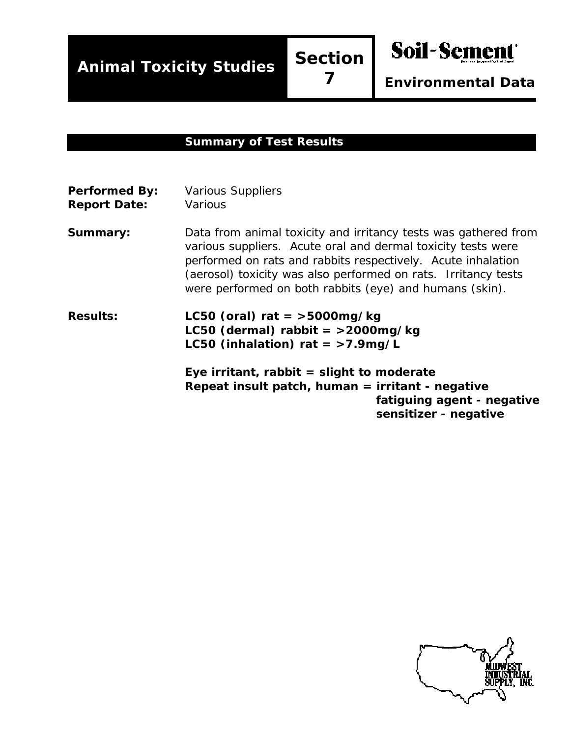# Animal Toxicity Studies

**Section 7**

**Soil-Sement**

**Environmental Data**

## Summary of Test Results

**Performed By:** Various Suppliers
**Report Date:** Various

**Summary:** Data from animal toxicity and irritancy tests was gathered from various suppliers. Acute oral and dermal toxicity tests were performed on rats and rabbits respectively. Acute inhalation (aerosol) toxicity was also performed on rats. Irritancy tests were performed on both rabbits (eye) and humans (skin).

**Results:**

**LC50 (oral) rat = >5000mg/kg**
**LC50 (dermal) rabbit = >2000mg/kg**
**LC50 (inhalation) rat = >7.9mg/L**

**Eye irritant, rabbit = slight to moderate**
**Repeat insult patch, human = irritant - negative**
**fatiguing agent - negative**
**sensitizer - negative**

MIDWEST INDUSTRIAL SUPPLY, INC.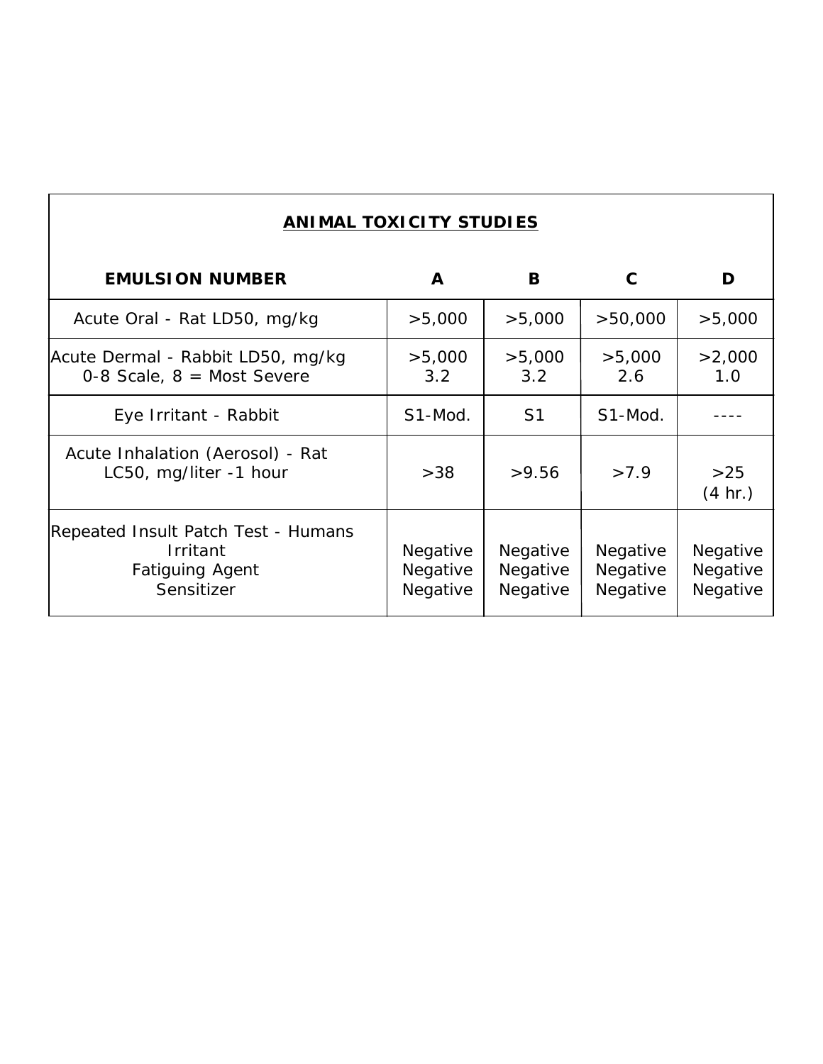## ANIMAL TOXICITY STUDIES

| EMULSION NUMBER | A | B | C | D |
|---|---|---|---|---|
| Acute Oral - Rat LD50, mg/kg | >5,000 | >5,000 | >50,000 | >5,000 |
| Acute Dermal - Rabbit LD50, mg/kg<br>0-8 Scale, 8 = Most Severe | >5,000<br>3.2 | >5,000<br>3.2 | >5,000<br>2.6 | >2,000<br>1.0 |
| Eye Irritant - Rabbit | S1-Mod. | S1 | S1-Mod. | ---- |
| Acute Inhalation (Aerosol) - Rat<br>LC50, mg/liter -1 hour | >38 | >9.56 | >7.9 | >25<br>(4 hr.) |
| Repeated Insult Patch Test - Humans<br>Irritant<br>Fatiguing Agent<br>Sensitizer | <br>Negative<br>Negative<br>Negative | <br>Negative<br>Negative<br>Negative | <br>Negative<br>Negative<br>Negative | <br>Negative<br>Negative<br>Negative |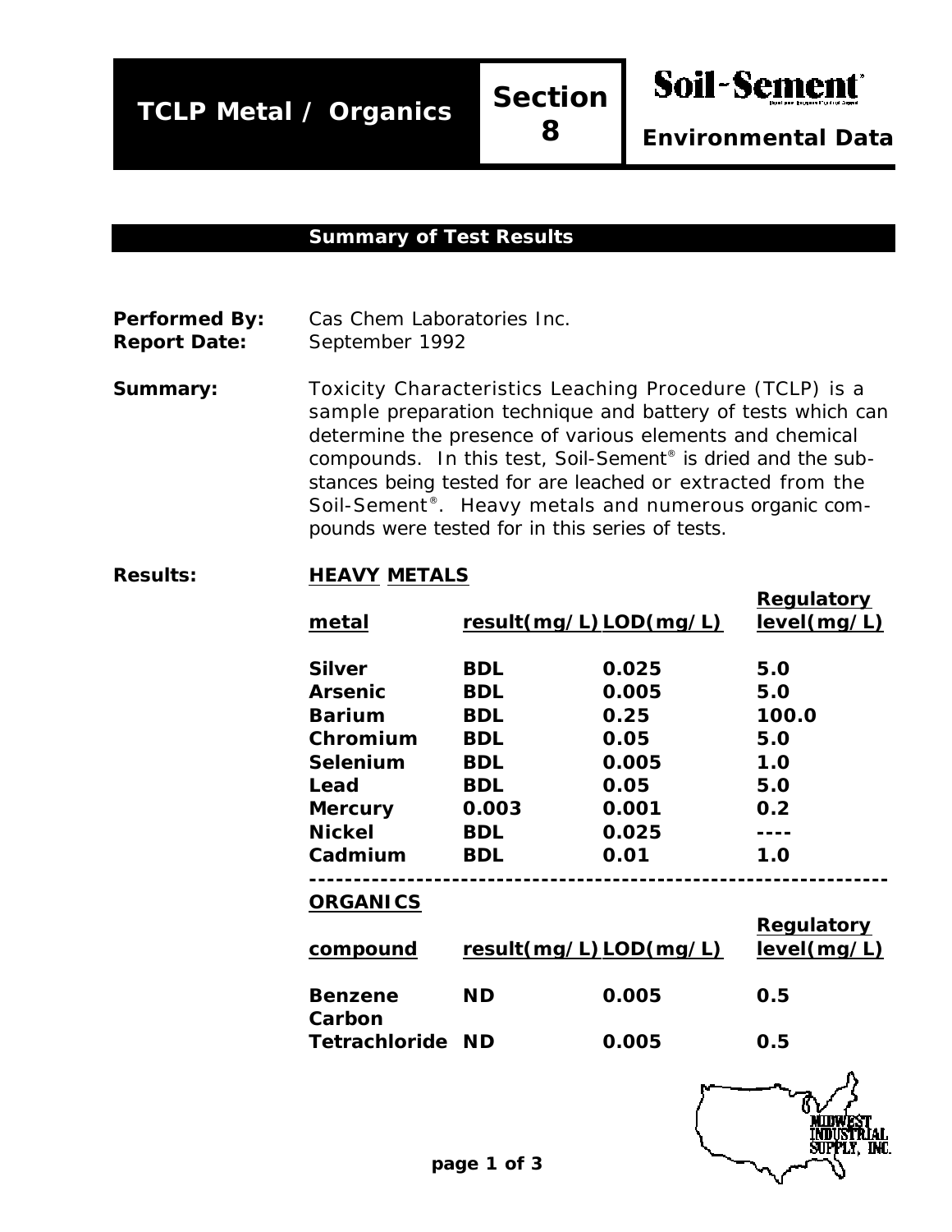# TCLP Metal / Organics

**Section 8**

**Soil-Sement®**

**Environmental Data**

## Summary of Test Results

**Performed By:** Cas Chem Laboratories Inc.

**Report Date:** September 1992

**Summary:** Toxicity Characteristics Leaching Procedure (TCLP) is a sample preparation technique and battery of tests which can determine the presence of various elements and chemical compounds. In this test, Soil-Sement® is dried and the substances being tested for are leached or extracted from the Soil-Sement®. Heavy metals and numerous organic compounds were tested for in this series of tests.

**Results:**

**HEAVY METALS**

| metal | result(mg/L) | LOD(mg/L) | Regulatory level(mg/L) |
|---|---|---|---|
| Silver | BDL | 0.025 | 5.0 |
| Arsenic | BDL | 0.005 | 5.0 |
| Barium | BDL | 0.25 | 100.0 |
| Chromium | BDL | 0.05 | 5.0 |
| Selenium | BDL | 0.005 | 1.0 |
| Lead | BDL | 0.05 | 5.0 |
| Mercury | 0.003 | 0.001 | 0.2 |
| Nickel | BDL | 0.025 | ---- |
| Cadmium | BDL | 0.01 | 1.0 |

**ORGANICS**

| compound | result(mg/L) | LOD(mg/L) | Regulatory level(mg/L) |
|---|---|---|---|
| Benzene | ND | 0.005 | 0.5 |
| Carbon Tetrachloride | ND | 0.005 | 0.5 |

MIDWEST INDUSTRIAL SUPPLY, INC.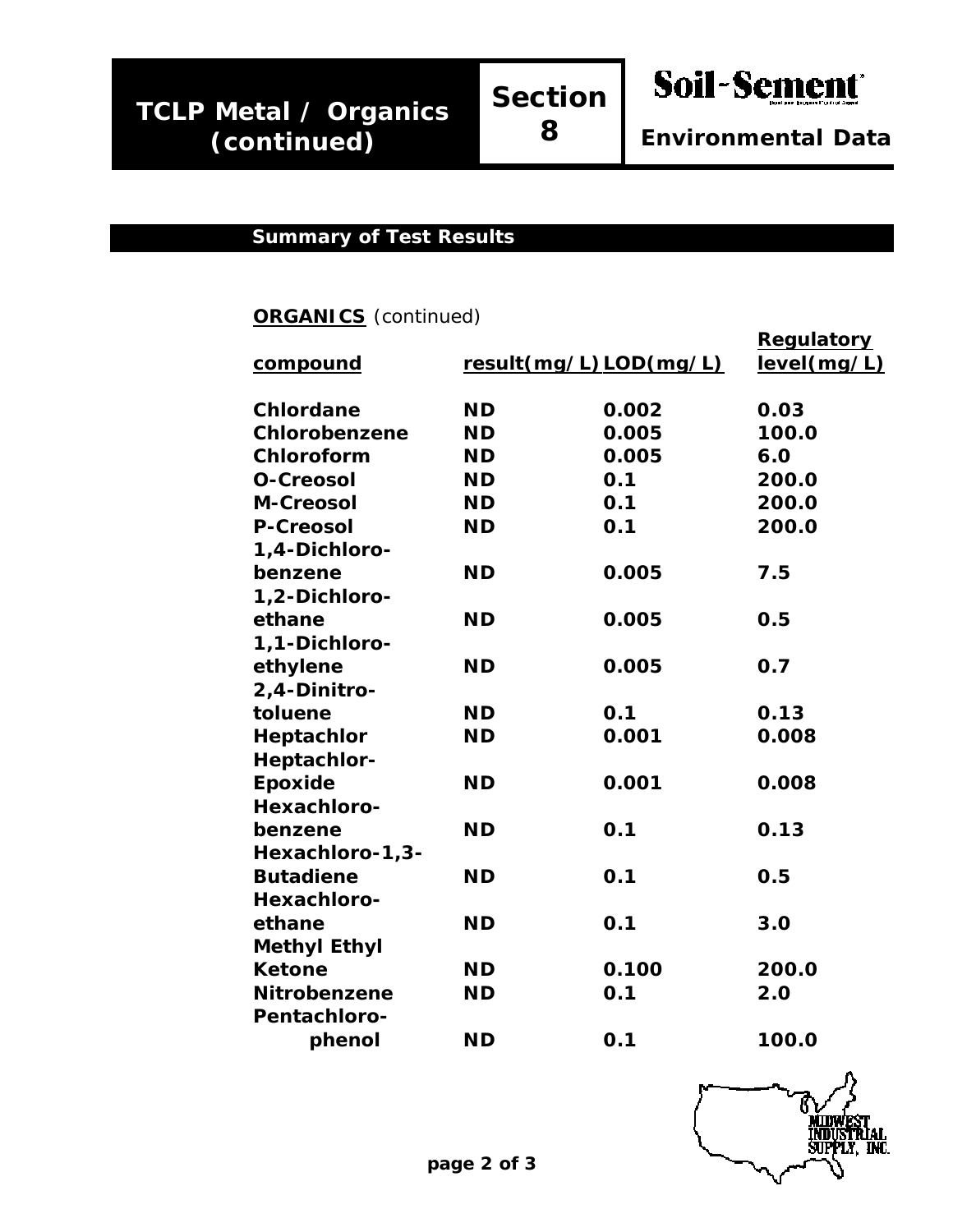# TCLP Metal / Organics (continued)

**Section 8**

**Soil-Sement**

**Environmental Data**

## Summary of Test Results

**ORGANICS** (continued)

| compound | result(mg/L) | LOD(mg/L) | Regulatory level(mg/L) |
|---|---|---|---|
| Chlordane | ND | 0.002 | 0.03 |
| Chlorobenzene | ND | 0.005 | 100.0 |
| Chloroform | ND | 0.005 | 6.0 |
| O-Creosol | ND | 0.1 | 200.0 |
| M-Creosol | ND | 0.1 | 200.0 |
| P-Creosol | ND | 0.1 | 200.0 |
| 1,4-Dichloro-benzene | ND | 0.005 | 7.5 |
| 1,2-Dichloro-ethane | ND | 0.005 | 0.5 |
| 1,1-Dichloro-ethylene | ND | 0.005 | 0.7 |
| 2,4-Dinitro-toluene | ND | 0.1 | 0.13 |
| Heptachlor | ND | 0.001 | 0.008 |
| Heptachlor-Epoxide | ND | 0.001 | 0.008 |
| Hexachloro-benzene | ND | 0.1 | 0.13 |
| Hexachloro-1,3-Butadiene | ND | 0.1 | 0.5 |
| Hexachloro-ethane | ND | 0.1 | 3.0 |
| Methyl Ethyl Ketone | ND | 0.100 | 200.0 |
| Nitrobenzene | ND | 0.1 | 2.0 |
| Pentachloro-phenol | ND | 0.1 | 100.0 |

MIDWEST INDUSTRIAL SUPPLY, INC.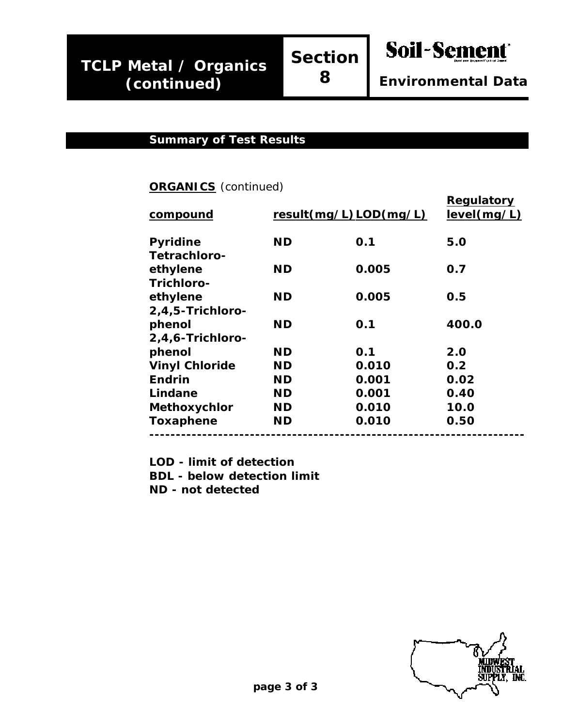# TCLP Metal / Organics (continued)

**Section 8**

**Soil-Sement**

**Environmental Data**

## Summary of Test Results

**ORGANICS** (continued)

| compound | result(mg/L) | LOD(mg/L) | Regulatory level(mg/L) |
|---|---|---|---|
| Pyridine | ND | 0.1 | 5.0 |
| Tetrachloro-ethylene | ND | 0.005 | 0.7 |
| Trichloro-ethylene | ND | 0.005 | 0.5 |
| 2,4,5-Trichloro-phenol | ND | 0.1 | 400.0 |
| 2,4,6-Trichloro-phenol | ND | 0.1 | 2.0 |
| Vinyl Chloride | ND | 0.010 | 0.2 |
| Endrin | ND | 0.001 | 0.02 |
| Lindane | ND | 0.001 | 0.40 |
| Methoxychlor | ND | 0.010 | 10.0 |
| Toxaphene | ND | 0.010 | 0.50 |

**LOD - limit of detection**
**BDL - below detection limit**
**ND - not detected**

MIDWEST INDUSTRIAL SUPPLY, INC.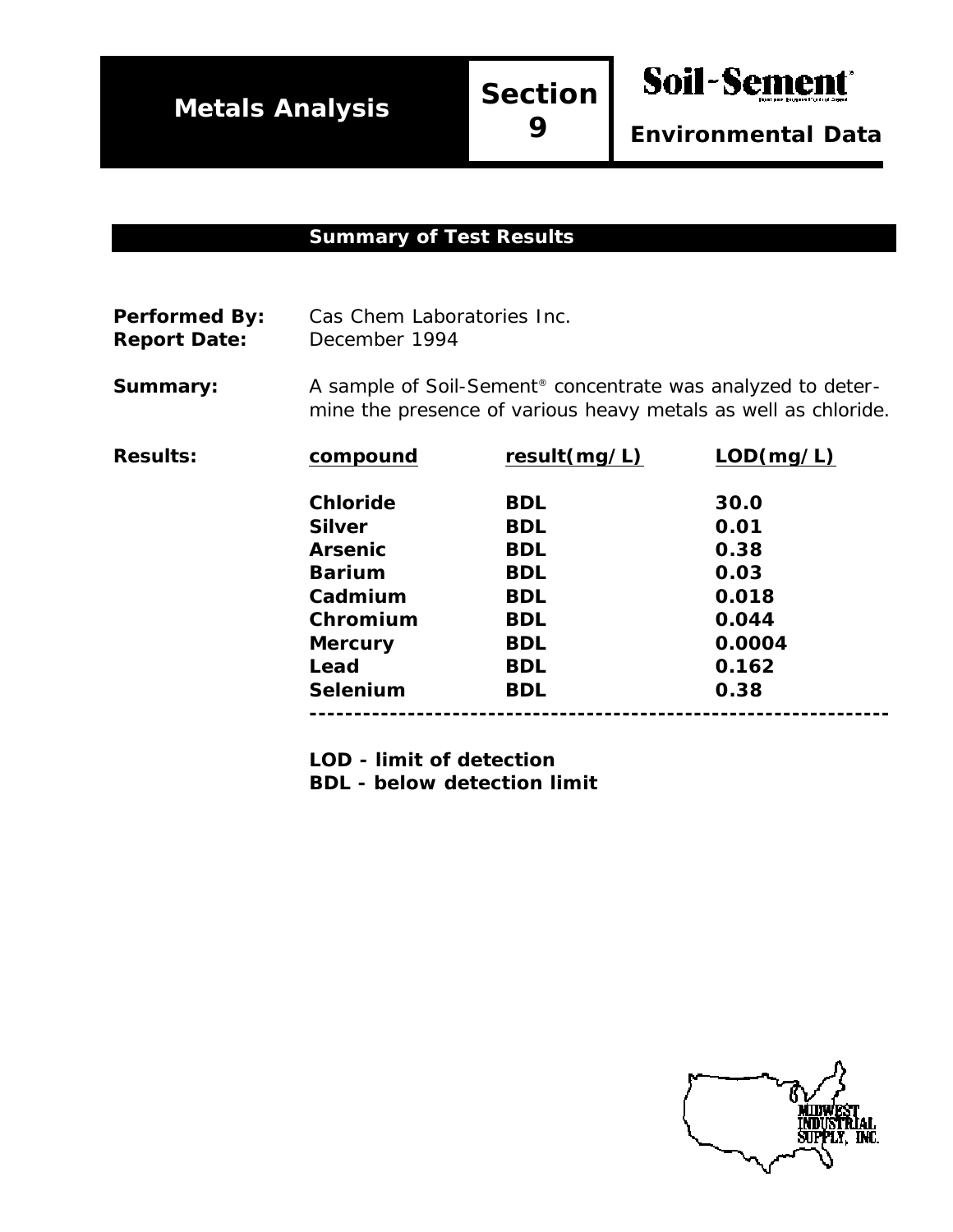# Metals Analysis

## Section 9

**Soil-Sement®**

**Environmental Data**

### Summary of Test Results

**Performed By:** Cas Chem Laboratories Inc.
**Report Date:** December 1994

**Summary:** A sample of Soil-Sement® concentrate was analyzed to determine the presence of various heavy metals as well as chloride.

**Results:**

| compound | result(mg/L) | LOD(mg/L) |
|---|---|---|
| **Chloride** | **BDL** | **30.0** |
| **Silver** | **BDL** | **0.01** |
| **Arsenic** | **BDL** | **0.38** |
| **Barium** | **BDL** | **0.03** |
| **Cadmium** | **BDL** | **0.018** |
| **Chromium** | **BDL** | **0.044** |
| **Mercury** | **BDL** | **0.0004** |
| **Lead** | **BDL** | **0.162** |
| **Selenium** | **BDL** | **0.38** |

**LOD - limit of detection**
**BDL - below detection limit**

MIDWEST INDUSTRIAL SUPPLY, INC.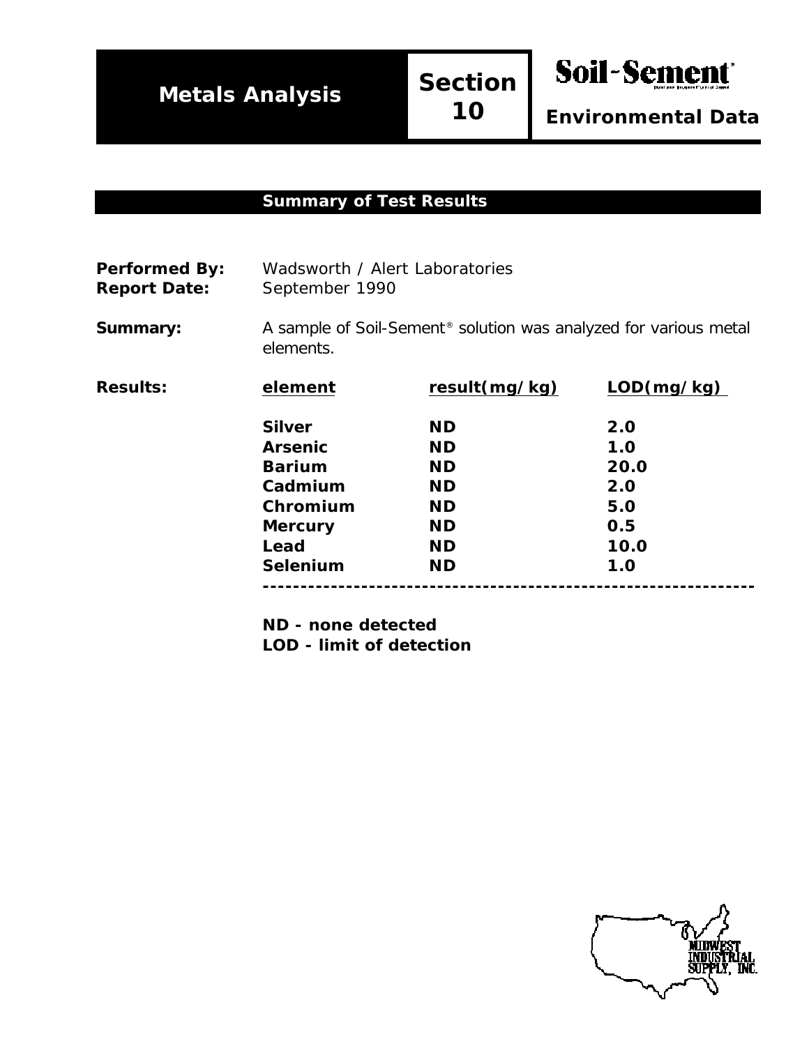# Metals Analysis

## Section 10

**Soil-Sement®**

**Environmental Data**

### Summary of Test Results

**Performed By:** Wadsworth / Alert Laboratories
**Report Date:** September 1990

**Summary:** A sample of Soil-Sement® solution was analyzed for various metal elements.

**Results:**

| element | result(mg/kg) | LOD(mg/kg) |
|---|---|---|
| **Silver** | **ND** | **2.0** |
| **Arsenic** | **ND** | **1.0** |
| **Barium** | **ND** | **20.0** |
| **Cadmium** | **ND** | **2.0** |
| **Chromium** | **ND** | **5.0** |
| **Mercury** | **ND** | **0.5** |
| **Lead** | **ND** | **10.0** |
| **Selenium** | **ND** | **1.0** |

**ND - none detected**
**LOD - limit of detection**

MIDWEST INDUSTRIAL SUPPLY, INC.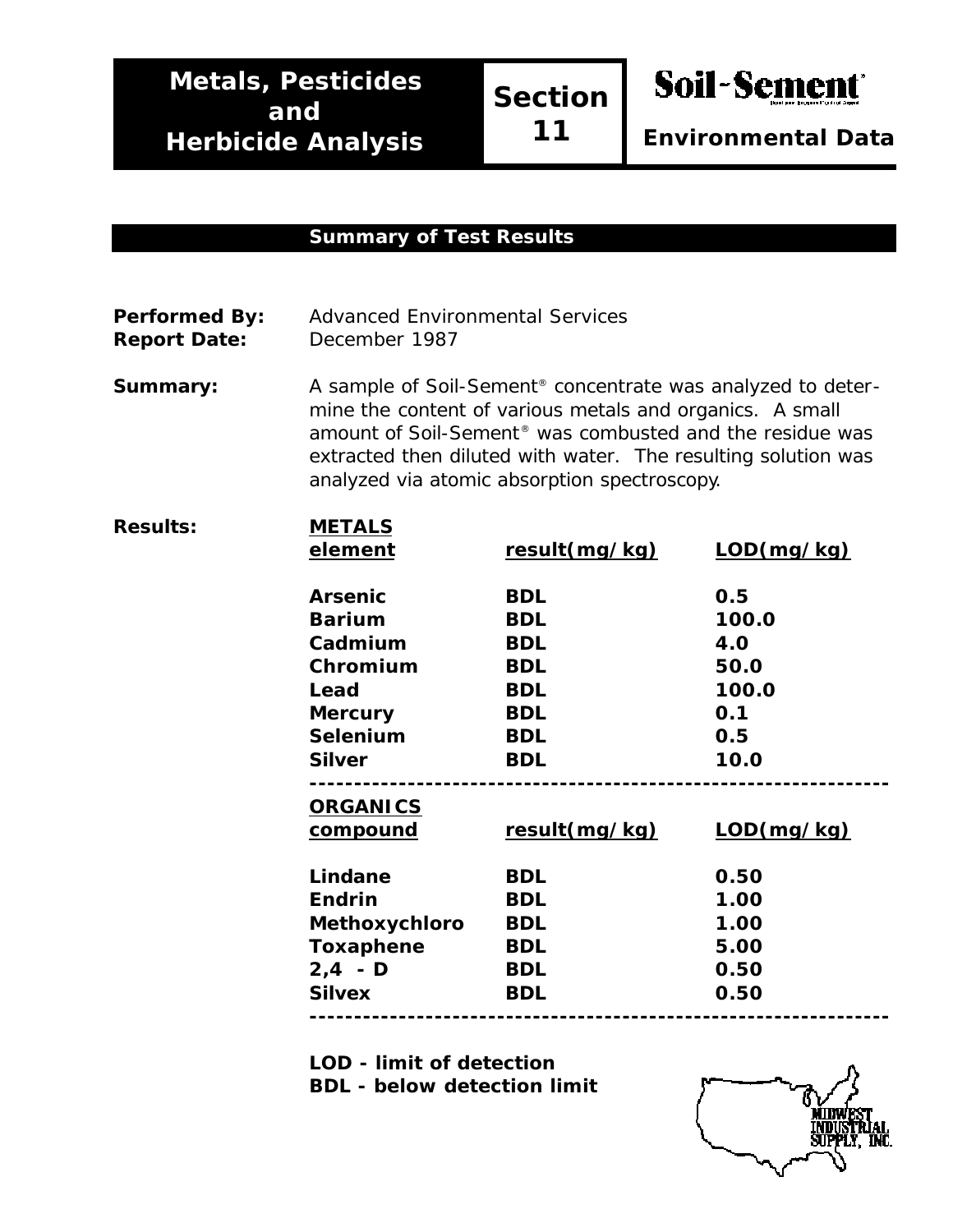# Metals, Pesticides and Herbicide Analysis

**Section 11**

**Soil-Sement®**

**Environmental Data**

## Summary of Test Results

**Performed By:** Advanced Environmental Services
**Report Date:** December 1987

**Summary:** A sample of Soil-Sement® concentrate was analyzed to determine the content of various metals and organics. A small amount of Soil-Sement® was combusted and the residue was extracted then diluted with water. The resulting solution was analyzed via atomic absorption spectroscopy.

**Results:**

**METALS**

| element | result(mg/kg) | LOD(mg/kg) |
|---|---|---|
| Arsenic | BDL | 0.5 |
| Barium | BDL | 100.0 |
| Cadmium | BDL | 4.0 |
| Chromium | BDL | 50.0 |
| Lead | BDL | 100.0 |
| Mercury | BDL | 0.1 |
| Selenium | BDL | 0.5 |
| Silver | BDL | 10.0 |

**ORGANICS**

| compound | result(mg/kg) | LOD(mg/kg) |
|---|---|---|
| Lindane | BDL | 0.50 |
| Endrin | BDL | 1.00 |
| Methoxychloro | BDL | 1.00 |
| Toxaphene | BDL | 5.00 |
| 2,4 - D | BDL | 0.50 |
| Silvex | BDL | 0.50 |

**LOD - limit of detection**
**BDL - below detection limit**

MIDWEST INDUSTRIAL SUPPLY, INC.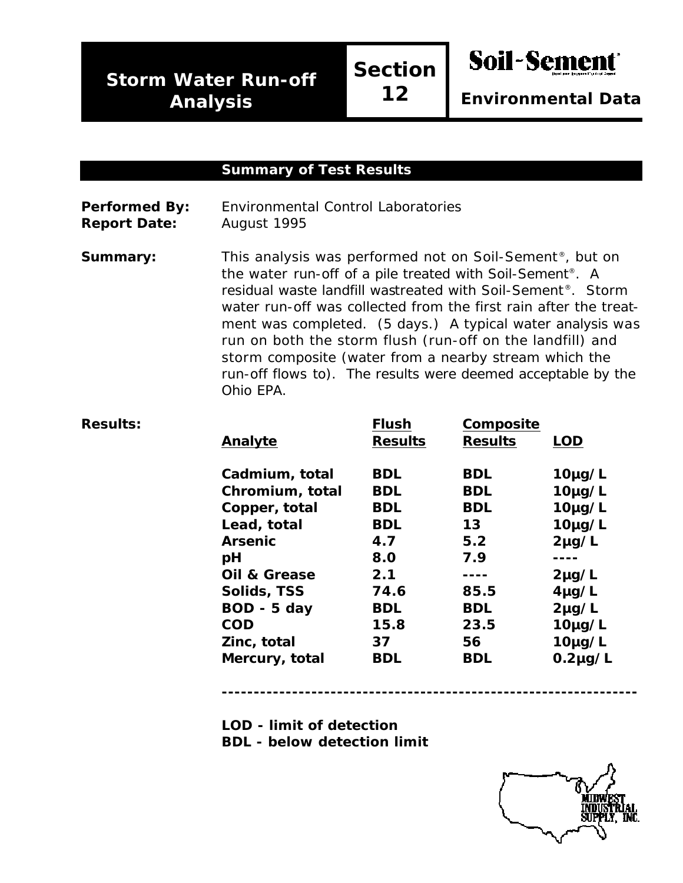# Storm Water Run-off Analysis

**Section 12**

**Soil-Sement®**

**Environmental Data**

## Summary of Test Results

**Performed By:** Environmental Control Laboratories
**Report Date:** August 1995

**Summary:** This analysis was performed not on Soil-Sement®, but on the water run-off of a pile treated with Soil-Sement®. A residual waste landfill wastreated with Soil-Sement®. Storm water run-off was collected from the first rain after the treatment was completed. (5 days.) A typical water analysis was run on both the storm flush (run-off on the landfill) and storm composite (water from a nearby stream which the run-off flows to). The results were deemed acceptable by the Ohio EPA.

**Results:**

| Analyte | Flush Results | Composite Results | LOD |
|---|---|---|---|
| **Cadmium, total** | **BDL** | **BDL** | **10µg/L** |
| **Chromium, total** | **BDL** | **BDL** | **10µg/L** |
| **Copper, total** | **BDL** | **BDL** | **10µg/L** |
| **Lead, total** | **BDL** | **13** | **10µg/L** |
| **Arsenic** | **4.7** | **5.2** | **2µg/L** |
| **pH** | **8.0** | **7.9** | **----** |
| **Oil & Grease** | **2.1** | **----** | **2µg/L** |
| **Solids, TSS** | **74.6** | **85.5** | **4µg/L** |
| **BOD - 5 day** | **BDL** | **BDL** | **2µg/L** |
| **COD** | **15.8** | **23.5** | **10µg/L** |
| **Zinc, total** | **37** | **56** | **10µg/L** |
| **Mercury, total** | **BDL** | **BDL** | **0.2µg/L** |

---

**LOD - limit of detection**
**BDL - below detection limit**

MIDWEST INDUSTRIAL SUPPLY, INC.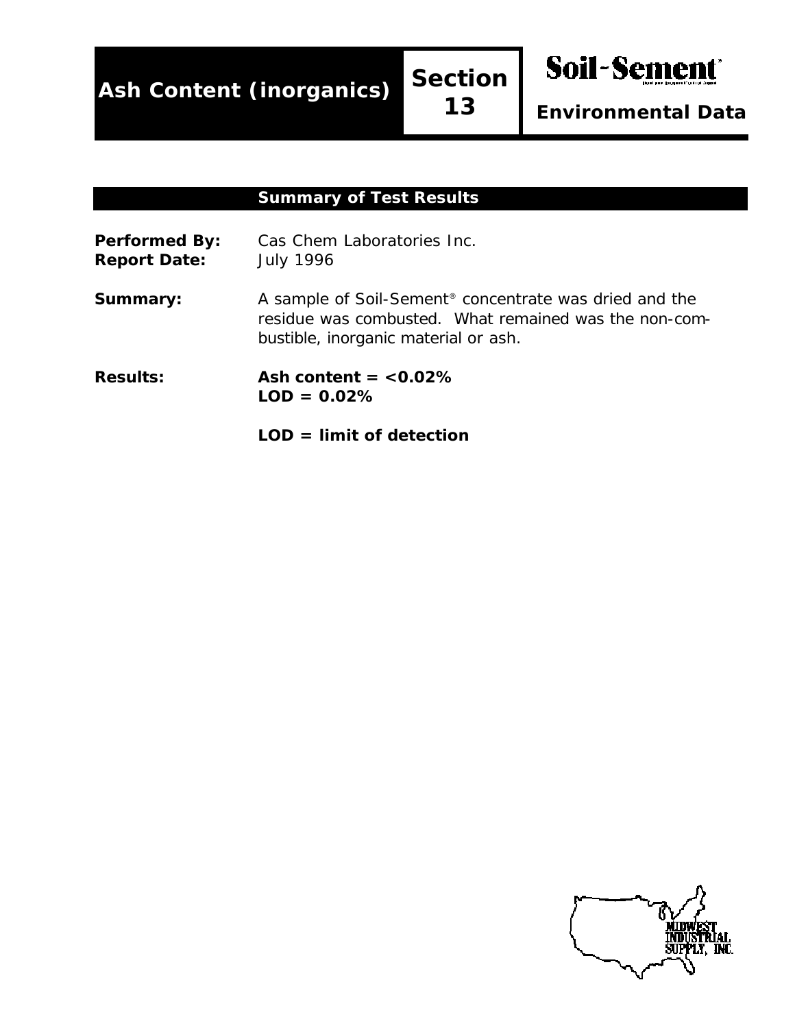# Ash Content (inorganics)

**Section 13**

**Soil-Sement®**

**Environmental Data**

## Summary of Test Results

**Performed By:** Cas Chem Laboratories Inc.

**Report Date:** July 1996

**Summary:** A sample of Soil-Sement® concentrate was dried and the residue was combusted. What remained was the non-combustible, inorganic material or ash.

**Results:** **Ash content = <0.02%**
**LOD = 0.02%**

**LOD = limit of detection**

MIDWEST INDUSTRIAL SUPPLY, INC.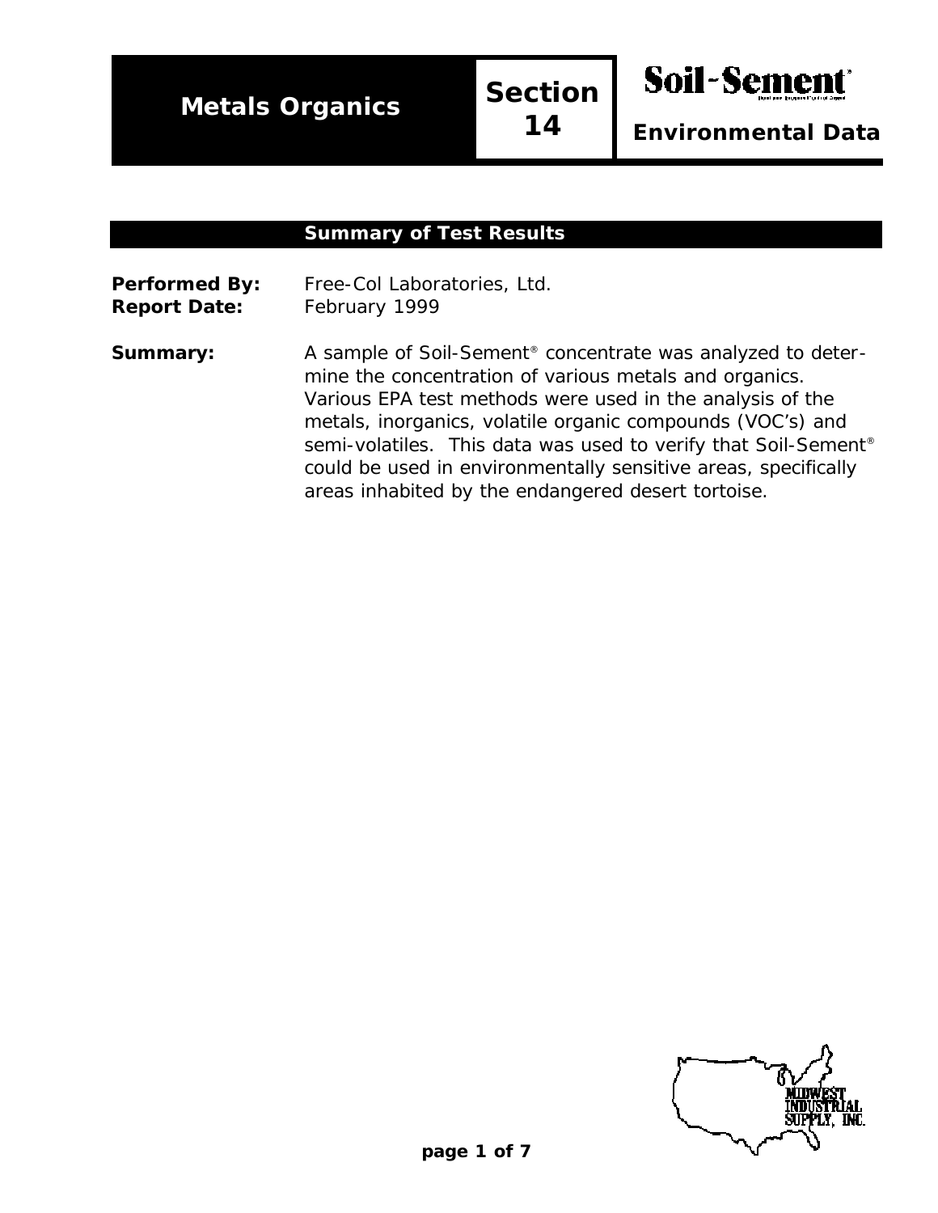# Metals Organics

## Section 14

**Soil-Sement®**

**Environmental Data**

## Summary of Test Results

**Performed By:** Free-Col Laboratories, Ltd.

**Report Date:** February 1999

**Summary:** A sample of Soil-Sement® concentrate was analyzed to determine the concentration of various metals and organics. Various EPA test methods were used in the analysis of the metals, inorganics, volatile organic compounds (VOC's) and semi-volatiles. This data was used to verify that Soil-Sement® could be used in environmentally sensitive areas, specifically areas inhabited by the endangered desert tortoise.

MIDWEST INDUSTRIAL SUPPLY, INC.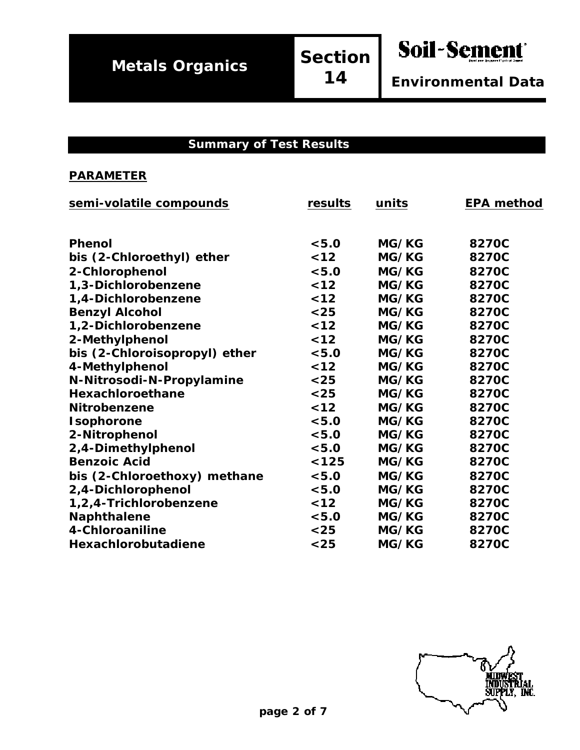# Summary of Test Results

**PARAMETER**

| semi-volatile compounds | results | units | EPA method |
| --- | --- | --- | --- |
| Phenol | <5.0 | MG/KG | 8270C |
| bis (2-Chloroethyl) ether | <12 | MG/KG | 8270C |
| 2-Chlorophenol | <5.0 | MG/KG | 8270C |
| 1,3-Dichlorobenzene | <12 | MG/KG | 8270C |
| 1,4-Dichlorobenzene | <12 | MG/KG | 8270C |
| Benzyl Alcohol | <25 | MG/KG | 8270C |
| 1,2-Dichlorobenzene | <12 | MG/KG | 8270C |
| 2-Methylphenol | <12 | MG/KG | 8270C |
| bis (2-Chloroisopropyl) ether | <5.0 | MG/KG | 8270C |
| 4-Methylphenol | <12 | MG/KG | 8270C |
| N-Nitrosodi-N-Propylamine | <25 | MG/KG | 8270C |
| Hexachloroethane | <25 | MG/KG | 8270C |
| Nitrobenzene | <12 | MG/KG | 8270C |
| Isophorone | <5.0 | MG/KG | 8270C |
| 2-Nitrophenol | <5.0 | MG/KG | 8270C |
| 2,4-Dimethylphenol | <5.0 | MG/KG | 8270C |
| Benzoic Acid | <125 | MG/KG | 8270C |
| bis (2-Chloroethoxy) methane | <5.0 | MG/KG | 8270C |
| 2,4-Dichlorophenol | <5.0 | MG/KG | 8270C |
| 1,2,4-Trichlorobenzene | <12 | MG/KG | 8270C |
| Naphthalene | <5.0 | MG/KG | 8270C |
| 4-Chloroaniline | <25 | MG/KG | 8270C |
| Hexachlorobutadiene | <25 | MG/KG | 8270C |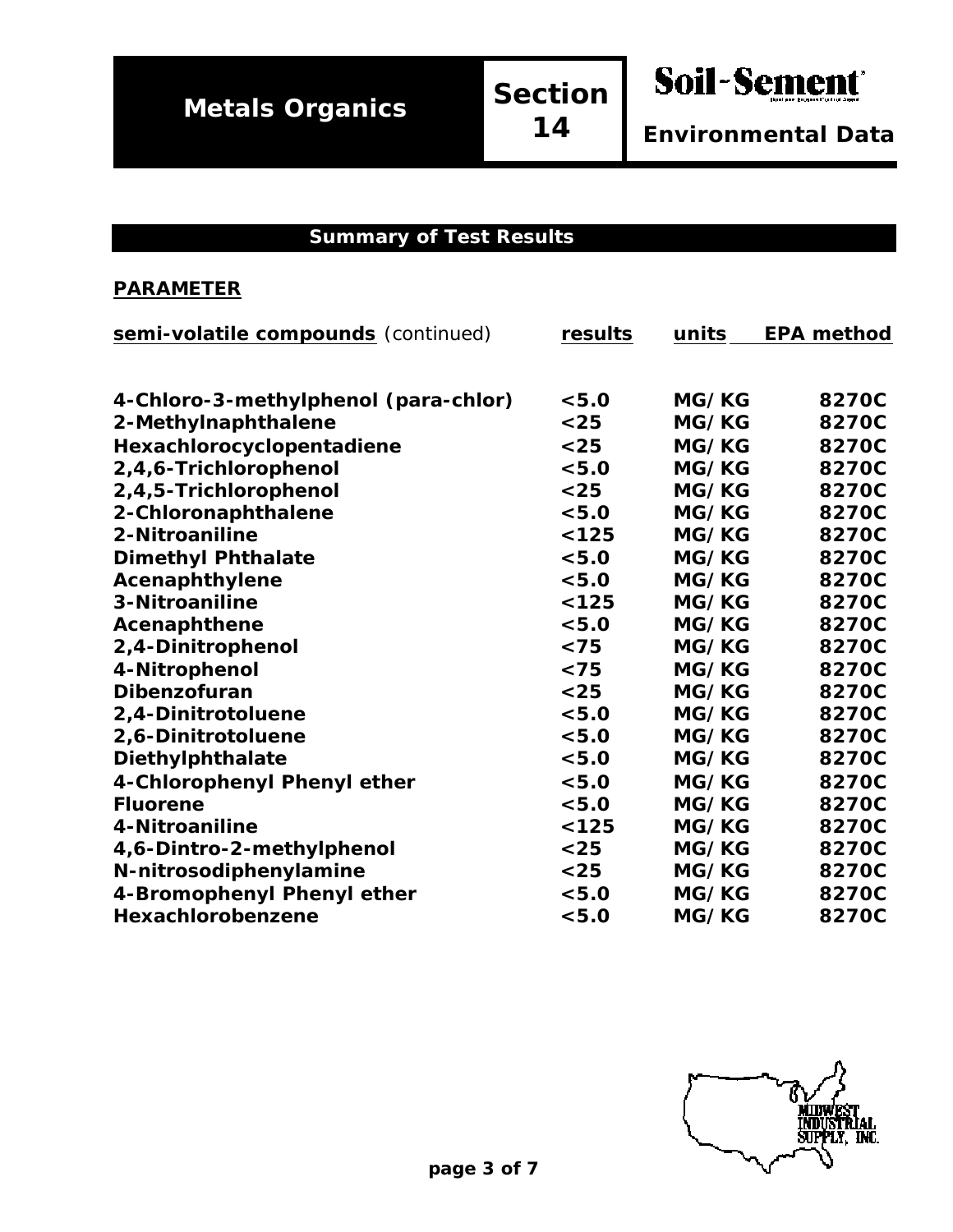## Summary of Test Results

**PARAMETER**

| semi-volatile compounds (continued) | results | units | EPA method |
|---|---|---|---|
| 4-Chloro-3-methylphenol (para-chlor) | <5.0 | MG/KG | 8270C |
| 2-Methylnaphthalene | <25 | MG/KG | 8270C |
| Hexachlorocyclopentadiene | <25 | MG/KG | 8270C |
| 2,4,6-Trichlorophenol | <5.0 | MG/KG | 8270C |
| 2,4,5-Trichlorophenol | <25 | MG/KG | 8270C |
| 2-Chloronaphthalene | <5.0 | MG/KG | 8270C |
| 2-Nitroaniline | <125 | MG/KG | 8270C |
| Dimethyl Phthalate | <5.0 | MG/KG | 8270C |
| Acenaphthylene | <5.0 | MG/KG | 8270C |
| 3-Nitroaniline | <125 | MG/KG | 8270C |
| Acenaphthene | <5.0 | MG/KG | 8270C |
| 2,4-Dinitrophenol | <75 | MG/KG | 8270C |
| 4-Nitrophenol | <75 | MG/KG | 8270C |
| Dibenzofuran | <25 | MG/KG | 8270C |
| 2,4-Dinitrotoluene | <5.0 | MG/KG | 8270C |
| 2,6-Dinitrotoluene | <5.0 | MG/KG | 8270C |
| Diethylphthalate | <5.0 | MG/KG | 8270C |
| 4-Chlorophenyl Phenyl ether | <5.0 | MG/KG | 8270C |
| Fluorene | <5.0 | MG/KG | 8270C |
| 4-Nitroaniline | <125 | MG/KG | 8270C |
| 4,6-Dintro-2-methylphenol | <25 | MG/KG | 8270C |
| N-nitrosodiphenylamine | <25 | MG/KG | 8270C |
| 4-Bromophenyl Phenyl ether | <5.0 | MG/KG | 8270C |
| Hexachlorobenzene | <5.0 | MG/KG | 8270C |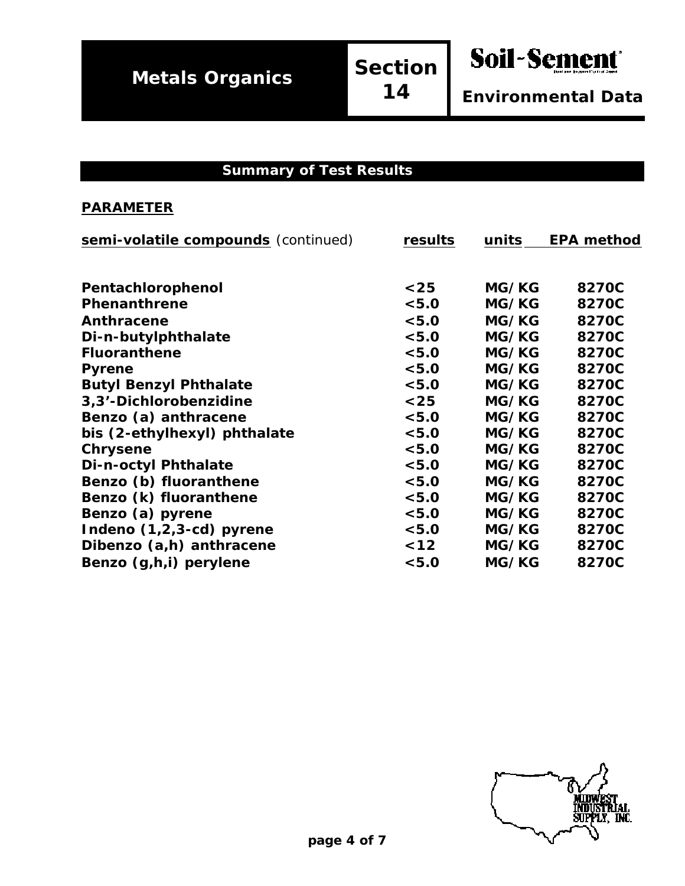## Summary of Test Results

**PARAMETER**

| **semi-volatile compounds** (continued) | **results** | **units** | **EPA method** |
|---|---|---|---|
| **Pentachlorophenol** | **<25** | **MG/KG** | **8270C** |
| **Phenanthrene** | **<5.0** | **MG/KG** | **8270C** |
| **Anthracene** | **<5.0** | **MG/KG** | **8270C** |
| **Di-n-butylphthalate** | **<5.0** | **MG/KG** | **8270C** |
| **Fluoranthene** | **<5.0** | **MG/KG** | **8270C** |
| **Pyrene** | **<5.0** | **MG/KG** | **8270C** |
| **Butyl Benzyl Phthalate** | **<5.0** | **MG/KG** | **8270C** |
| **3,3'-Dichlorobenzidine** | **<25** | **MG/KG** | **8270C** |
| **Benzo (a) anthracene** | **<5.0** | **MG/KG** | **8270C** |
| **bis (2-ethylhexyl) phthalate** | **<5.0** | **MG/KG** | **8270C** |
| **Chrysene** | **<5.0** | **MG/KG** | **8270C** |
| **Di-n-octyl Phthalate** | **<5.0** | **MG/KG** | **8270C** |
| **Benzo (b) fluoranthene** | **<5.0** | **MG/KG** | **8270C** |
| **Benzo (k) fluoranthene** | **<5.0** | **MG/KG** | **8270C** |
| **Benzo (a) pyrene** | **<5.0** | **MG/KG** | **8270C** |
| **Indeno (1,2,3-cd) pyrene** | **<5.0** | **MG/KG** | **8270C** |
| **Dibenzo (a,h) anthracene** | **<12** | **MG/KG** | **8270C** |
| **Benzo (g,h,i) perylene** | **<5.0** | **MG/KG** | **8270C** |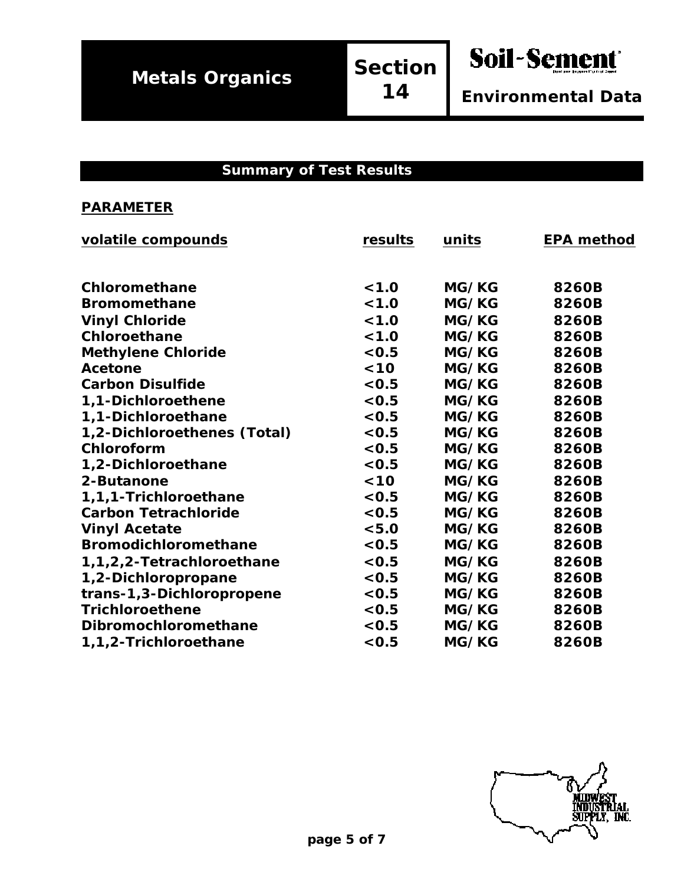# Metals Organics

## Section 14

**Soil-Sement**

**Environmental Data**

### Summary of Test Results

**PARAMETER**

| volatile compounds | results | units | EPA method |
|---|---|---|---|
| Chloromethane | <1.0 | MG/KG | 8260B |
| Bromomethane | <1.0 | MG/KG | 8260B |
| Vinyl Chloride | <1.0 | MG/KG | 8260B |
| Chloroethane | <1.0 | MG/KG | 8260B |
| Methylene Chloride | <0.5 | MG/KG | 8260B |
| Acetone | <10 | MG/KG | 8260B |
| Carbon Disulfide | <0.5 | MG/KG | 8260B |
| 1,1-Dichloroethene | <0.5 | MG/KG | 8260B |
| 1,1-Dichloroethane | <0.5 | MG/KG | 8260B |
| 1,2-Dichloroethenes (Total) | <0.5 | MG/KG | 8260B |
| Chloroform | <0.5 | MG/KG | 8260B |
| 1,2-Dichloroethane | <0.5 | MG/KG | 8260B |
| 2-Butanone | <10 | MG/KG | 8260B |
| 1,1,1-Trichloroethane | <0.5 | MG/KG | 8260B |
| Carbon Tetrachloride | <0.5 | MG/KG | 8260B |
| Vinyl Acetate | <5.0 | MG/KG | 8260B |
| Bromodichloromethane | <0.5 | MG/KG | 8260B |
| 1,1,2,2-Tetrachloroethane | <0.5 | MG/KG | 8260B |
| 1,2-Dichloropropane | <0.5 | MG/KG | 8260B |
| trans-1,3-Dichloropropene | <0.5 | MG/KG | 8260B |
| Trichloroethene | <0.5 | MG/KG | 8260B |
| Dibromochloromethane | <0.5 | MG/KG | 8260B |
| 1,1,2-Trichloroethane | <0.5 | MG/KG | 8260B |

MIDWEST INDUSTRIAL SUPPLY, INC.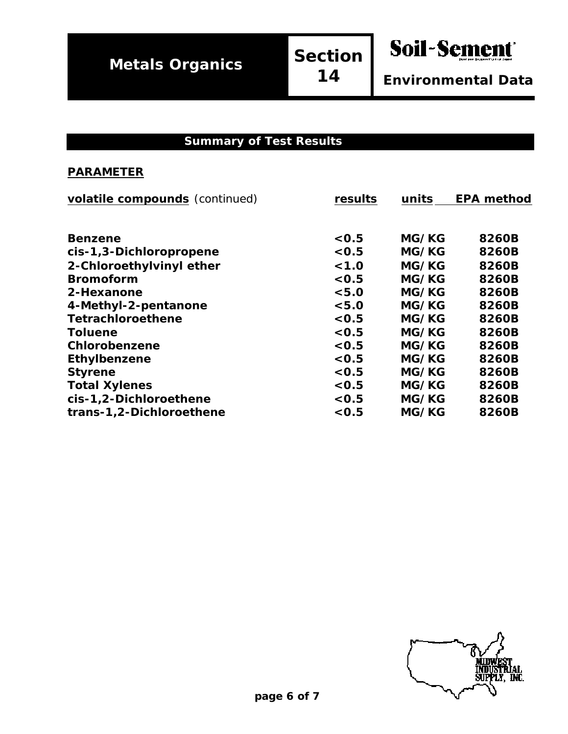# Metals Organics

## Section 14

**Soil-Sement** Environmental Data

### Summary of Test Results

**PARAMETER**

| volatile compounds (continued) | results | units | EPA method |
|---|---|---|---|
| Benzene | <0.5 | MG/KG | 8260B |
| cis-1,3-Dichloropropene | <0.5 | MG/KG | 8260B |
| 2-Chloroethylvinyl ether | <1.0 | MG/KG | 8260B |
| Bromoform | <0.5 | MG/KG | 8260B |
| 2-Hexanone | <5.0 | MG/KG | 8260B |
| 4-Methyl-2-pentanone | <5.0 | MG/KG | 8260B |
| Tetrachloroethene | <0.5 | MG/KG | 8260B |
| Toluene | <0.5 | MG/KG | 8260B |
| Chlorobenzene | <0.5 | MG/KG | 8260B |
| Ethylbenzene | <0.5 | MG/KG | 8260B |
| Styrene | <0.5 | MG/KG | 8260B |
| Total Xylenes | <0.5 | MG/KG | 8260B |
| cis-1,2-Dichloroethene | <0.5 | MG/KG | 8260B |
| trans-1,2-Dichloroethene | <0.5 | MG/KG | 8260B |

MIDWEST INDUSTRIAL SUPPLY, INC.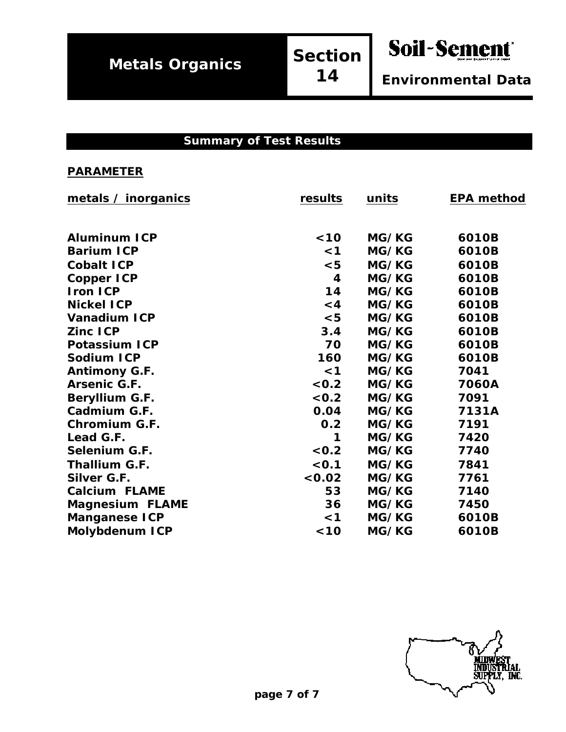# Metals Organics

**Section 14**

**Soil-Sement®**

**Environmental Data**

## Summary of Test Results

**PARAMETER**

| metals / inorganics | results | units | EPA method |
|---|---|---|---|
| Aluminum ICP | <10 | MG/KG | 6010B |
| Barium ICP | <1 | MG/KG | 6010B |
| Cobalt ICP | <5 | MG/KG | 6010B |
| Copper ICP | 4 | MG/KG | 6010B |
| Iron ICP | 14 | MG/KG | 6010B |
| Nickel ICP | <4 | MG/KG | 6010B |
| Vanadium ICP | <5 | MG/KG | 6010B |
| Zinc ICP | 3.4 | MG/KG | 6010B |
| Potassium ICP | 70 | MG/KG | 6010B |
| Sodium ICP | 160 | MG/KG | 6010B |
| Antimony G.F. | <1 | MG/KG | 7041 |
| Arsenic G.F. | <0.2 | MG/KG | 7060A |
| Beryllium G.F. | <0.2 | MG/KG | 7091 |
| Cadmium G.F. | 0.04 | MG/KG | 7131A |
| Chromium G.F. | 0.2 | MG/KG | 7191 |
| Lead G.F. | 1 | MG/KG | 7420 |
| Selenium G.F. | <0.2 | MG/KG | 7740 |
| Thallium G.F. | <0.1 | MG/KG | 7841 |
| Silver G.F. | <0.02 | MG/KG | 7761 |
| Calcium FLAME | 53 | MG/KG | 7140 |
| Magnesium FLAME | 36 | MG/KG | 7450 |
| Manganese ICP | <1 | MG/KG | 6010B |
| Molybdenum ICP | <10 | MG/KG | 6010B |

MIDWEST INDUSTRIAL SUPPLY, INC.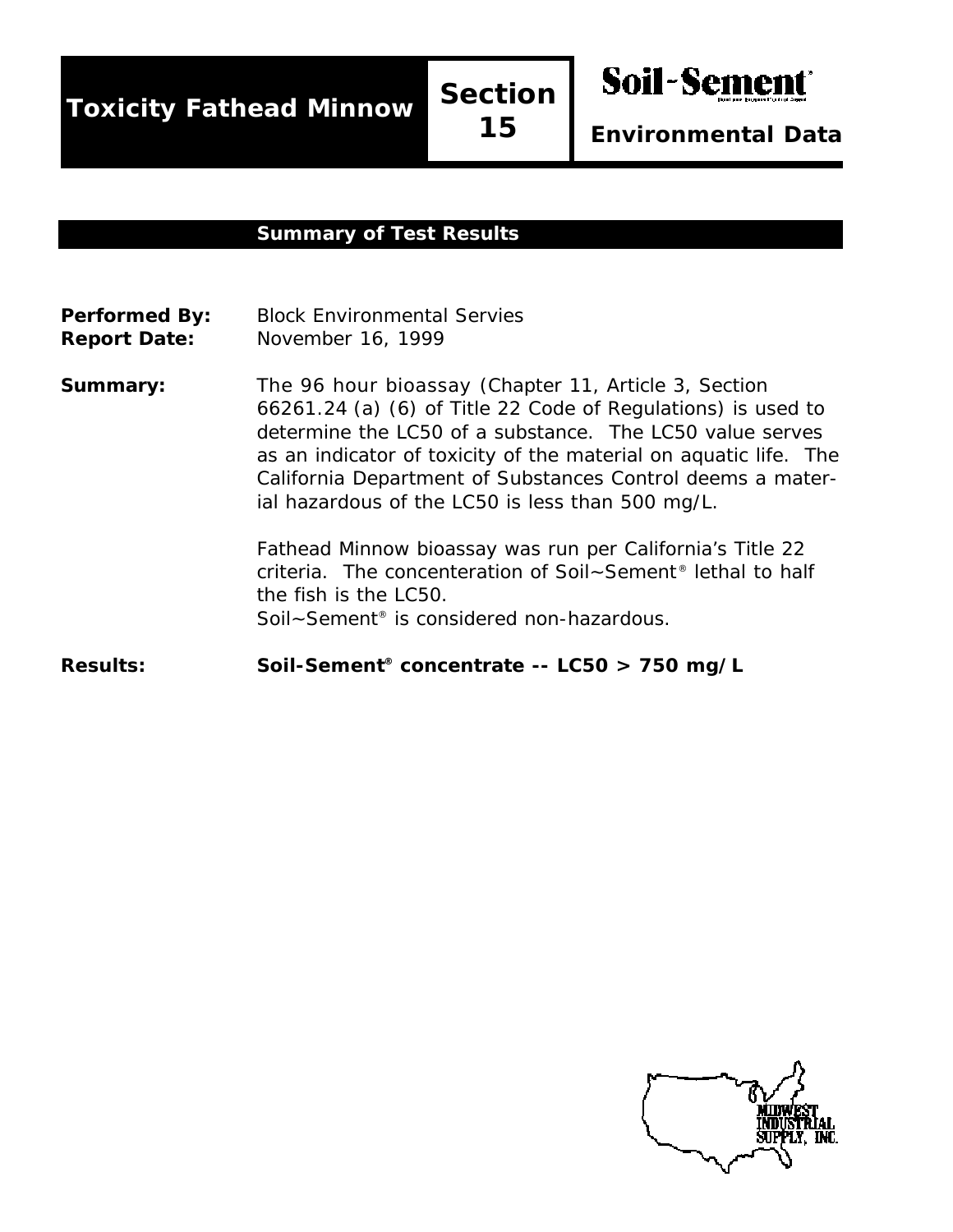# Toxicity Fathead Minnow

**Section 15**

**Soil-Sement®**

**Environmental Data**

## Summary of Test Results

**Performed By:** Block Environmental Servies
**Report Date:** November 16, 1999

**Summary:** The 96 hour bioassay (Chapter 11, Article 3, Section 66261.24 (a) (6) of Title 22 Code of Regulations) is used to determine the LC50 of a substance. The LC50 value serves as an indicator of toxicity of the material on aquatic life. The California Department of Substances Control deems a material hazardous of the LC50 is less than 500 mg/L.

Fathead Minnow bioassay was run per California's Title 22 criteria. The concenteration of Soil~Sement® lethal to half the fish is the LC50.
Soil~Sement® is considered non-hazardous.

**Results:** **Soil-Sement® concentrate -- LC50 > 750 mg/L**

MIDWEST INDUSTRIAL SUPPLY, INC.